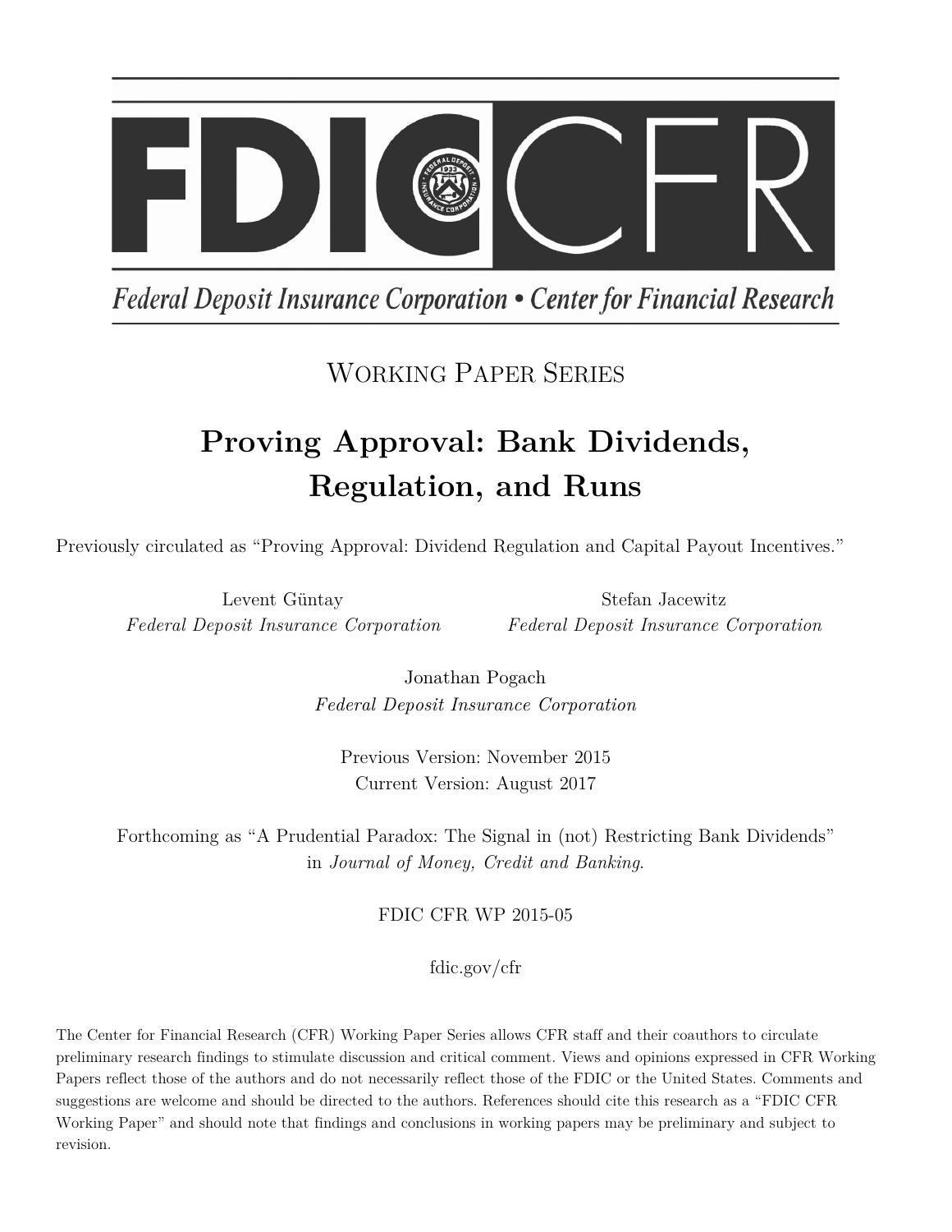FDIC CFR

Federal Deposit Insurance Corporation • Center for Financial Research

Working Paper Series

# Proving Approval: Bank Dividends, Regulation, and Runs

Previously circulated as "Proving Approval: Dividend Regulation and Capital Payout Incentives."

Levent Güntay
*Federal Deposit Insurance Corporation*

Stefan Jacewitz
*Federal Deposit Insurance Corporation*

Jonathan Pogach
*Federal Deposit Insurance Corporation*

Previous Version: November 2015
Current Version: August 2017

Forthcoming as "A Prudential Paradox: The Signal in (not) Restricting Bank Dividends" in *Journal of Money, Credit and Banking*.

FDIC CFR WP 2015-05

fdic.gov/cfr

The Center for Financial Research (CFR) Working Paper Series allows CFR staff and their coauthors to circulate preliminary research findings to stimulate discussion and critical comment. Views and opinions expressed in CFR Working Papers reflect those of the authors and do not necessarily reflect those of the FDIC or the United States. Comments and suggestions are welcome and should be directed to the authors. References should cite this research as a "FDIC CFR Working Paper" and should note that findings and conclusions in working papers may be preliminary and subject to revision.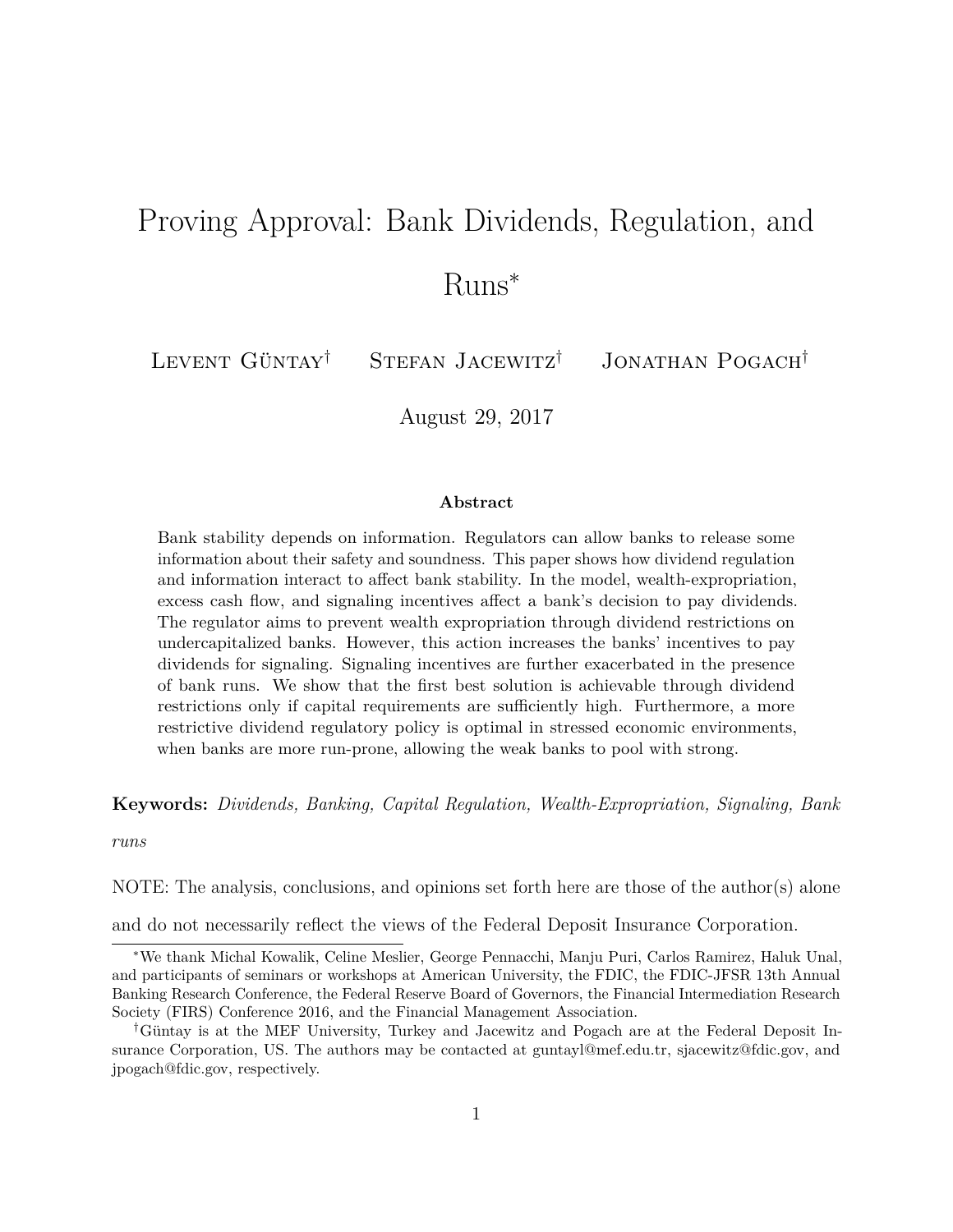# Proving Approval: Bank Dividends, Regulation, and Runs*

Levent Güntay[†] Stefan Jacewitz[†] Jonathan Pogach[†]

August 29, 2017

### Abstract

Bank stability depends on information. Regulators can allow banks to release some information about their safety and soundness. This paper shows how dividend regulation and information interact to affect bank stability. In the model, wealth-expropriation, excess cash flow, and signaling incentives affect a bank's decision to pay dividends. The regulator aims to prevent wealth expropriation through dividend restrictions on undercapitalized banks. However, this action increases the banks' incentives to pay dividends for signaling. Signaling incentives are further exacerbated in the presence of bank runs. We show that the first best solution is achievable through dividend restrictions only if capital requirements are sufficiently high. Furthermore, a more restrictive dividend regulatory policy is optimal in stressed economic environments, when banks are more run-prone, allowing the weak banks to pool with strong.

**Keywords:** *Dividends, Banking, Capital Regulation, Wealth-Expropriation, Signaling, Bank runs*

NOTE: The analysis, conclusions, and opinions set forth here are those of the author(s) alone and do not necessarily reflect the views of the Federal Deposit Insurance Corporation.

*We thank Michal Kowalik, Celine Meslier, George Pennacchi, Manju Puri, Carlos Ramirez, Haluk Unal, and participants of seminars or workshops at American University, the FDIC, the FDIC-JFSR 13th Annual Banking Research Conference, the Federal Reserve Board of Governors, the Financial Intermediation Research Society (FIRS) Conference 2016, and the Financial Management Association.

[†]Güntay is at the MEF University, Turkey and Jacewitz and Pogach are at the Federal Deposit Insurance Corporation, US. The authors may be contacted at guntayl@mef.edu.tr, sjacewitz@fdic.gov, and jpogach@fdic.gov, respectively.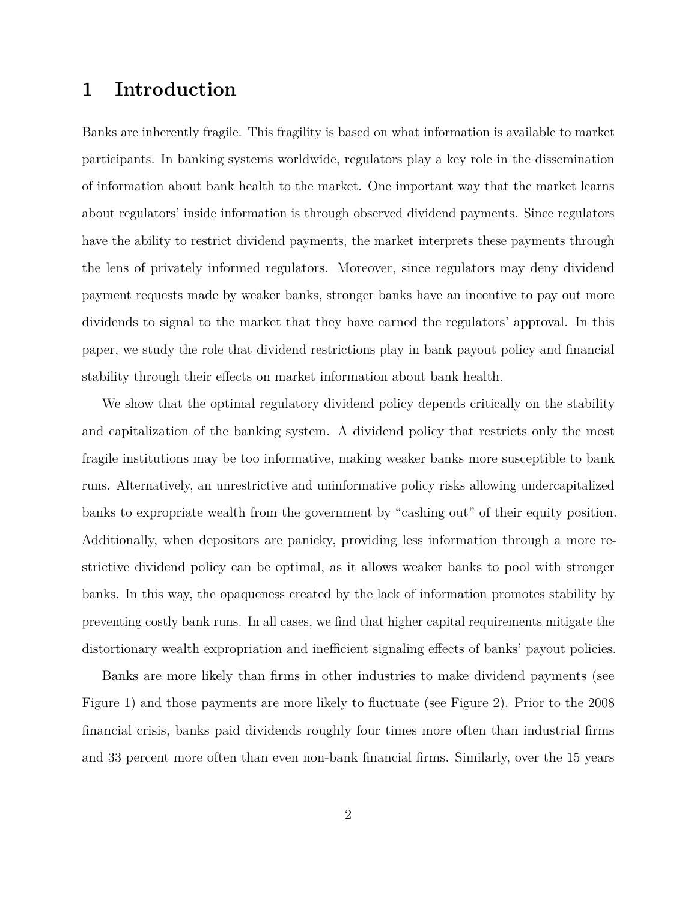# 1 Introduction

Banks are inherently fragile. This fragility is based on what information is available to market participants. In banking systems worldwide, regulators play a key role in the dissemination of information about bank health to the market. One important way that the market learns about regulators' inside information is through observed dividend payments. Since regulators have the ability to restrict dividend payments, the market interprets these payments through the lens of privately informed regulators. Moreover, since regulators may deny dividend payment requests made by weaker banks, stronger banks have an incentive to pay out more dividends to signal to the market that they have earned the regulators' approval. In this paper, we study the role that dividend restrictions play in bank payout policy and financial stability through their effects on market information about bank health.

We show that the optimal regulatory dividend policy depends critically on the stability and capitalization of the banking system. A dividend policy that restricts only the most fragile institutions may be too informative, making weaker banks more susceptible to bank runs. Alternatively, an unrestrictive and uninformative policy risks allowing undercapitalized banks to expropriate wealth from the government by "cashing out" of their equity position. Additionally, when depositors are panicky, providing less information through a more restrictive dividend policy can be optimal, as it allows weaker banks to pool with stronger banks. In this way, the opaqueness created by the lack of information promotes stability by preventing costly bank runs. In all cases, we find that higher capital requirements mitigate the distortionary wealth expropriation and inefficient signaling effects of banks' payout policies.

Banks are more likely than firms in other industries to make dividend payments (see Figure 1) and those payments are more likely to fluctuate (see Figure 2). Prior to the 2008 financial crisis, banks paid dividends roughly four times more often than industrial firms and 33 percent more often than even non-bank financial firms. Similarly, over the 15 years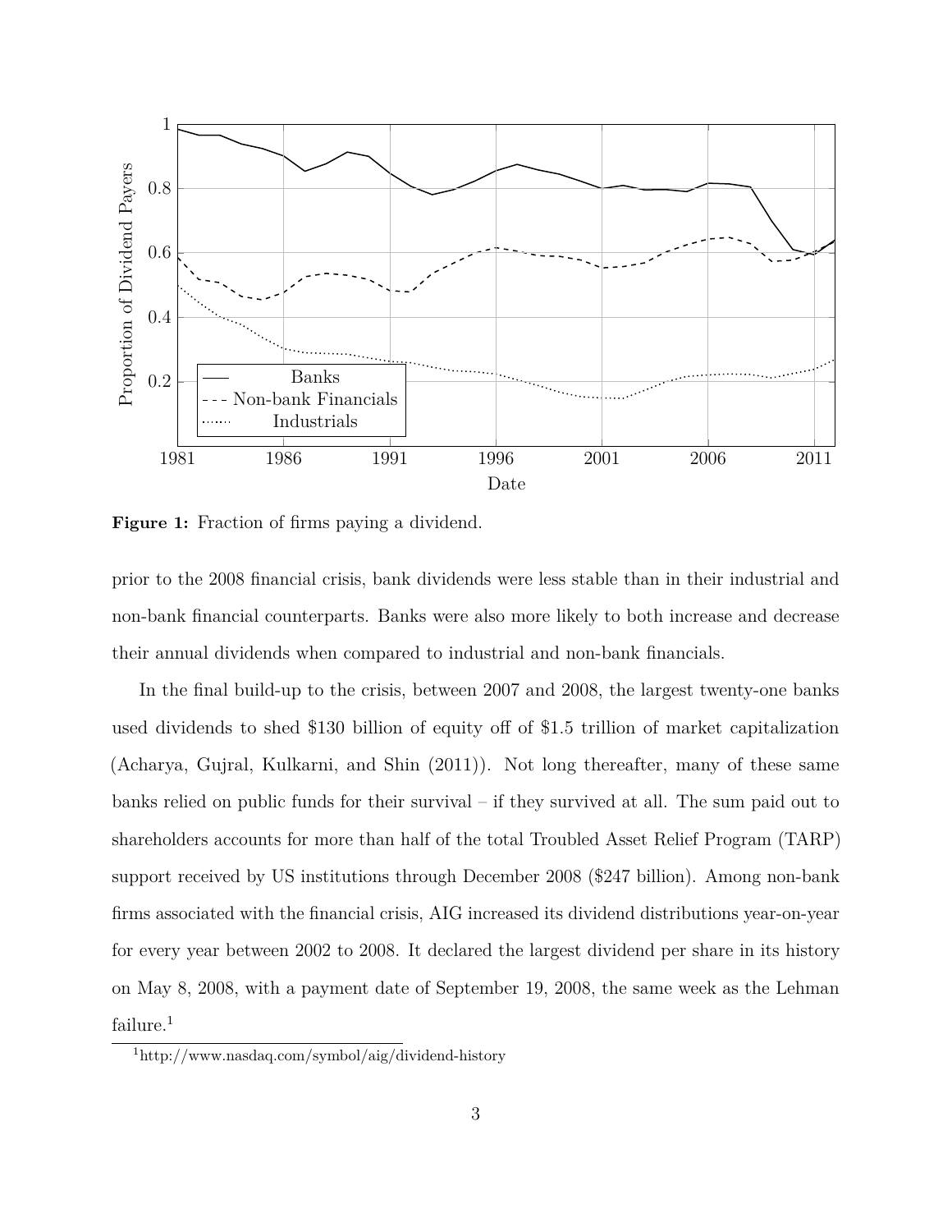1

0.8

0.6

0.4

0.2

Proportion of Dividend Payers

1981 1986 1991 1996 2001 2006 2011

Date

Banks

Non-bank Financials

Industrials

**Figure 1:** Fraction of firms paying a dividend.

prior to the 2008 financial crisis, bank dividends were less stable than in their industrial and non-bank financial counterparts. Banks were also more likely to both increase and decrease their annual dividends when compared to industrial and non-bank financials.

In the final build-up to the crisis, between 2007 and 2008, the largest twenty-one banks used dividends to shed \$130 billion of equity off of \$1.5 trillion of market capitalization (Acharya, Gujral, Kulkarni, and Shin (2011)). Not long thereafter, many of these same banks relied on public funds for their survival – if they survived at all. The sum paid out to shareholders accounts for more than half of the total Troubled Asset Relief Program (TARP) support received by US institutions through December 2008 (\$247 billion). Among non-bank firms associated with the financial crisis, AIG increased its dividend distributions year-on-year for every year between 2002 to 2008. It declared the largest dividend per share in its history on May 8, 2008, with a payment date of September 19, 2008, the same week as the Lehman failure.[1]

[1] http://www.nasdaq.com/symbol/aig/dividend-history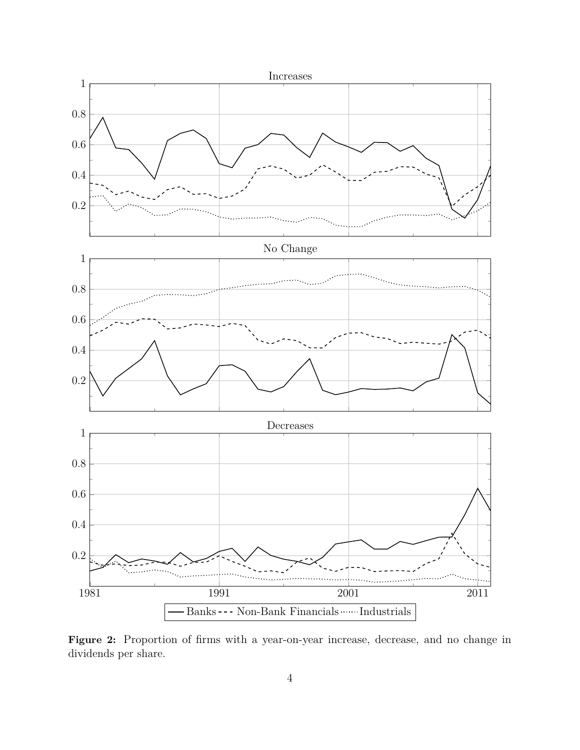Increases

1
0.8
0.6
0.4
0.2

No Change

1
0.8
0.6
0.4
0.2

Decreases

1
0.8
0.6
0.4
0.2

1981
1991
2001
2011

Banks
Non-Bank Financials
Industrials

**Figure 2:** Proportion of firms with a year-on-year increase, decrease, and no change in dividends per share.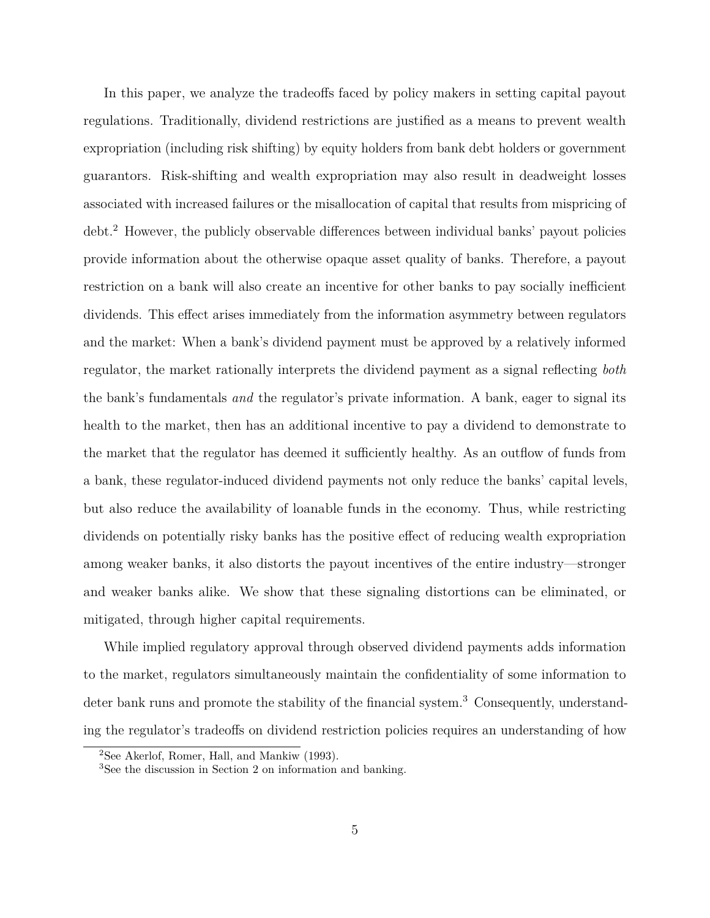In this paper, we analyze the tradeoffs faced by policy makers in setting capital payout regulations. Traditionally, dividend restrictions are justified as a means to prevent wealth expropriation (including risk shifting) by equity holders from bank debt holders or government guarantors. Risk-shifting and wealth expropriation may also result in deadweight losses associated with increased failures or the misallocation of capital that results from mispricing of debt.[2] However, the publicly observable differences between individual banks' payout policies provide information about the otherwise opaque asset quality of banks. Therefore, a payout restriction on a bank will also create an incentive for other banks to pay socially inefficient dividends. This effect arises immediately from the information asymmetry between regulators and the market: When a bank's dividend payment must be approved by a relatively informed regulator, the market rationally interprets the dividend payment as a signal reflecting *both* the bank's fundamentals *and* the regulator's private information. A bank, eager to signal its health to the market, then has an additional incentive to pay a dividend to demonstrate to the market that the regulator has deemed it sufficiently healthy. As an outflow of funds from a bank, these regulator-induced dividend payments not only reduce the banks' capital levels, but also reduce the availability of loanable funds in the economy. Thus, while restricting dividends on potentially risky banks has the positive effect of reducing wealth expropriation among weaker banks, it also distorts the payout incentives of the entire industry—stronger and weaker banks alike. We show that these signaling distortions can be eliminated, or mitigated, through higher capital requirements.

While implied regulatory approval through observed dividend payments adds information to the market, regulators simultaneously maintain the confidentiality of some information to deter bank runs and promote the stability of the financial system.[3] Consequently, understanding the regulator's tradeoffs on dividend restriction policies requires an understanding of how

[2] See Akerlof, Romer, Hall, and Mankiw (1993).

[3] See the discussion in Section 2 on information and banking.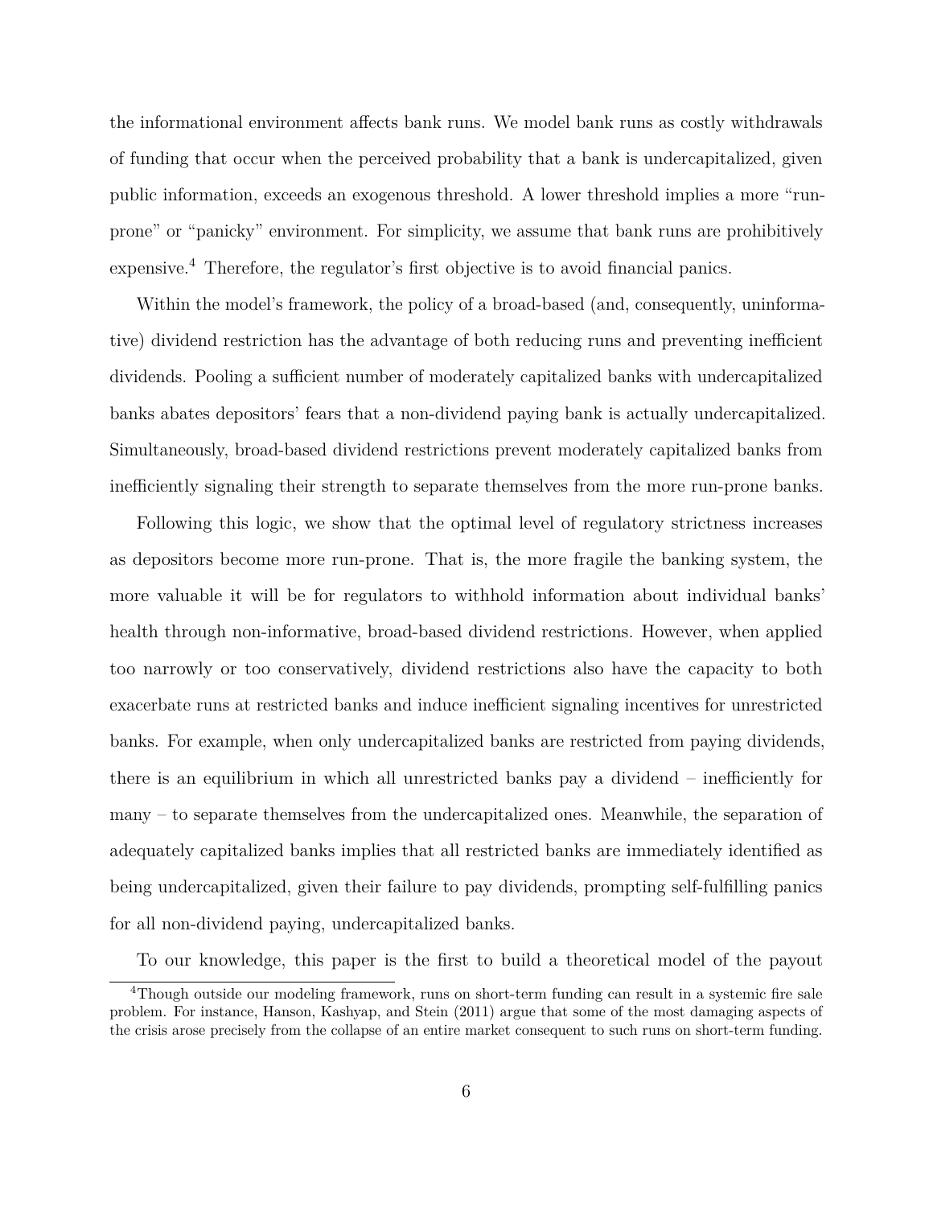the informational environment affects bank runs. We model bank runs as costly withdrawals of funding that occur when the perceived probability that a bank is undercapitalized, given public information, exceeds an exogenous threshold. A lower threshold implies a more "run-prone" or "panicky" environment. For simplicity, we assume that bank runs are prohibitively expensive.[4] Therefore, the regulator's first objective is to avoid financial panics.

Within the model's framework, the policy of a broad-based (and, consequently, uninformative) dividend restriction has the advantage of both reducing runs and preventing inefficient dividends. Pooling a sufficient number of moderately capitalized banks with undercapitalized banks abates depositors' fears that a non-dividend paying bank is actually undercapitalized. Simultaneously, broad-based dividend restrictions prevent moderately capitalized banks from inefficiently signaling their strength to separate themselves from the more run-prone banks.

Following this logic, we show that the optimal level of regulatory strictness increases as depositors become more run-prone. That is, the more fragile the banking system, the more valuable it will be for regulators to withhold information about individual banks' health through non-informative, broad-based dividend restrictions. However, when applied too narrowly or too conservatively, dividend restrictions also have the capacity to both exacerbate runs at restricted banks and induce inefficient signaling incentives for unrestricted banks. For example, when only undercapitalized banks are restricted from paying dividends, there is an equilibrium in which all unrestricted banks pay a dividend – inefficiently for many – to separate themselves from the undercapitalized ones. Meanwhile, the separation of adequately capitalized banks implies that all restricted banks are immediately identified as being undercapitalized, given their failure to pay dividends, prompting self-fulfilling panics for all non-dividend paying, undercapitalized banks.

To our knowledge, this paper is the first to build a theoretical model of the payout

[4] Though outside our modeling framework, runs on short-term funding can result in a systemic fire sale problem. For instance, Hanson, Kashyap, and Stein (2011) argue that some of the most damaging aspects of the crisis arose precisely from the collapse of an entire market consequent to such runs on short-term funding.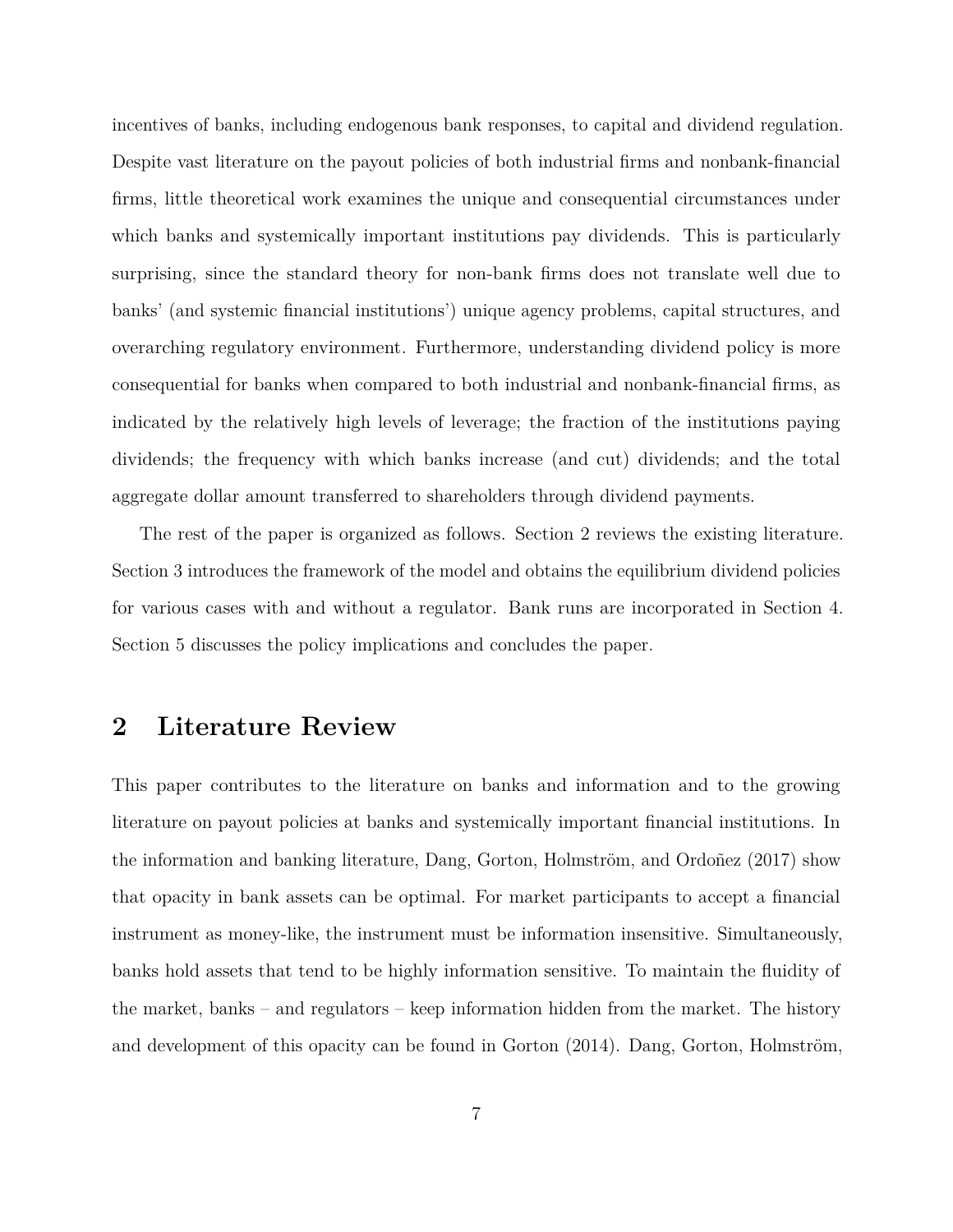incentives of banks, including endogenous bank responses, to capital and dividend regulation. Despite vast literature on the payout policies of both industrial firms and nonbank-financial firms, little theoretical work examines the unique and consequential circumstances under which banks and systemically important institutions pay dividends. This is particularly surprising, since the standard theory for non-bank firms does not translate well due to banks' (and systemic financial institutions') unique agency problems, capital structures, and overarching regulatory environment. Furthermore, understanding dividend policy is more consequential for banks when compared to both industrial and nonbank-financial firms, as indicated by the relatively high levels of leverage; the fraction of the institutions paying dividends; the frequency with which banks increase (and cut) dividends; and the total aggregate dollar amount transferred to shareholders through dividend payments.

The rest of the paper is organized as follows. Section 2 reviews the existing literature. Section 3 introduces the framework of the model and obtains the equilibrium dividend policies for various cases with and without a regulator. Bank runs are incorporated in Section 4. Section 5 discusses the policy implications and concludes the paper.

## 2 Literature Review

This paper contributes to the literature on banks and information and to the growing literature on payout policies at banks and systemically important financial institutions. In the information and banking literature, Dang, Gorton, Holmström, and Ordoñez (2017) show that opacity in bank assets can be optimal. For market participants to accept a financial instrument as money-like, the instrument must be information insensitive. Simultaneously, banks hold assets that tend to be highly information sensitive. To maintain the fluidity of the market, banks – and regulators – keep information hidden from the market. The history and development of this opacity can be found in Gorton (2014). Dang, Gorton, Holmström,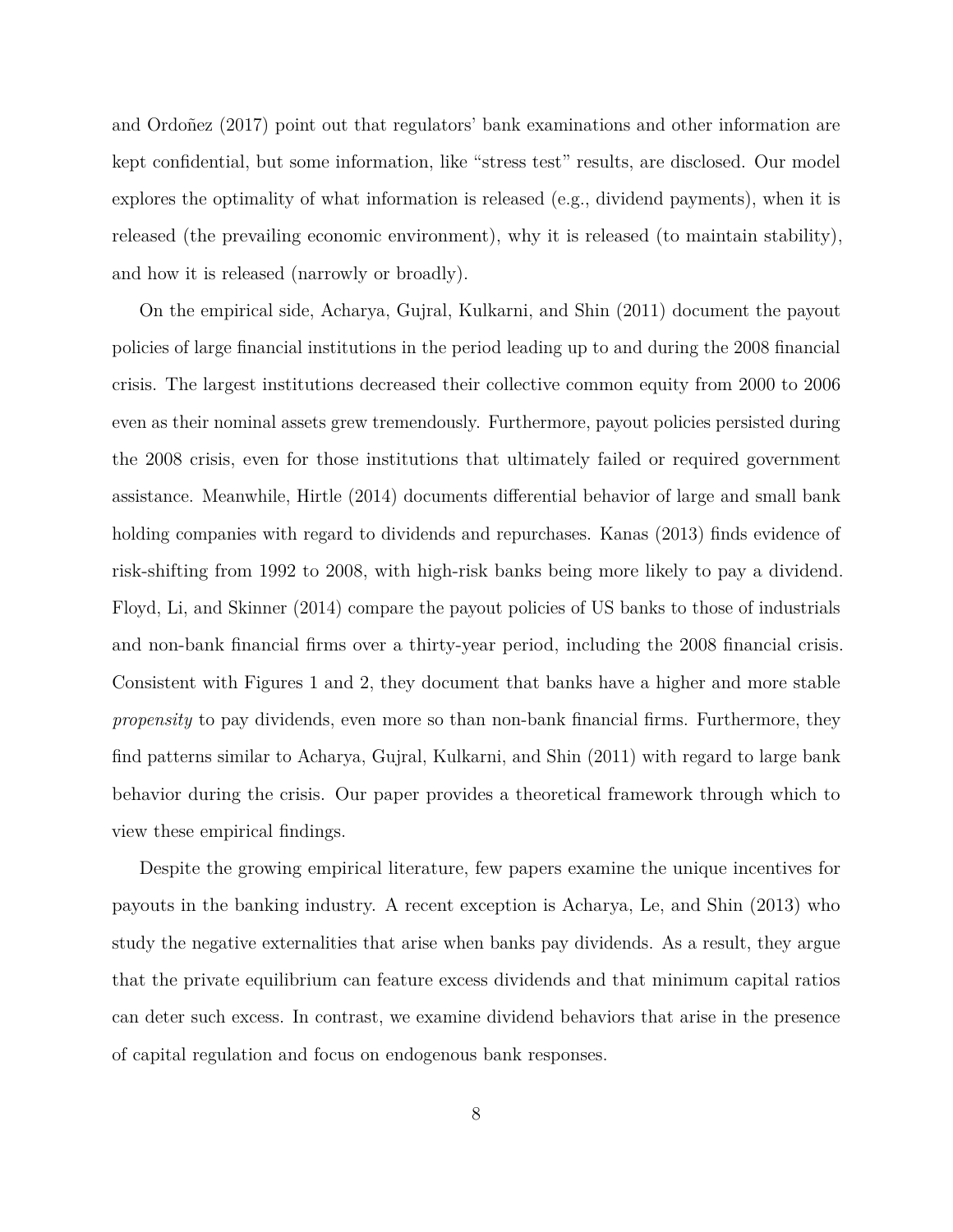and Ordoñez (2017) point out that regulators' bank examinations and other information are kept confidential, but some information, like "stress test" results, are disclosed. Our model explores the optimality of what information is released (e.g., dividend payments), when it is released (the prevailing economic environment), why it is released (to maintain stability), and how it is released (narrowly or broadly).

On the empirical side, Acharya, Gujral, Kulkarni, and Shin (2011) document the payout policies of large financial institutions in the period leading up to and during the 2008 financial crisis. The largest institutions decreased their collective common equity from 2000 to 2006 even as their nominal assets grew tremendously. Furthermore, payout policies persisted during the 2008 crisis, even for those institutions that ultimately failed or required government assistance. Meanwhile, Hirtle (2014) documents differential behavior of large and small bank holding companies with regard to dividends and repurchases. Kanas (2013) finds evidence of risk-shifting from 1992 to 2008, with high-risk banks being more likely to pay a dividend. Floyd, Li, and Skinner (2014) compare the payout policies of US banks to those of industrials and non-bank financial firms over a thirty-year period, including the 2008 financial crisis. Consistent with Figures 1 and 2, they document that banks have a higher and more stable *propensity* to pay dividends, even more so than non-bank financial firms. Furthermore, they find patterns similar to Acharya, Gujral, Kulkarni, and Shin (2011) with regard to large bank behavior during the crisis. Our paper provides a theoretical framework through which to view these empirical findings.

Despite the growing empirical literature, few papers examine the unique incentives for payouts in the banking industry. A recent exception is Acharya, Le, and Shin (2013) who study the negative externalities that arise when banks pay dividends. As a result, they argue that the private equilibrium can feature excess dividends and that minimum capital ratios can deter such excess. In contrast, we examine dividend behaviors that arise in the presence of capital regulation and focus on endogenous bank responses.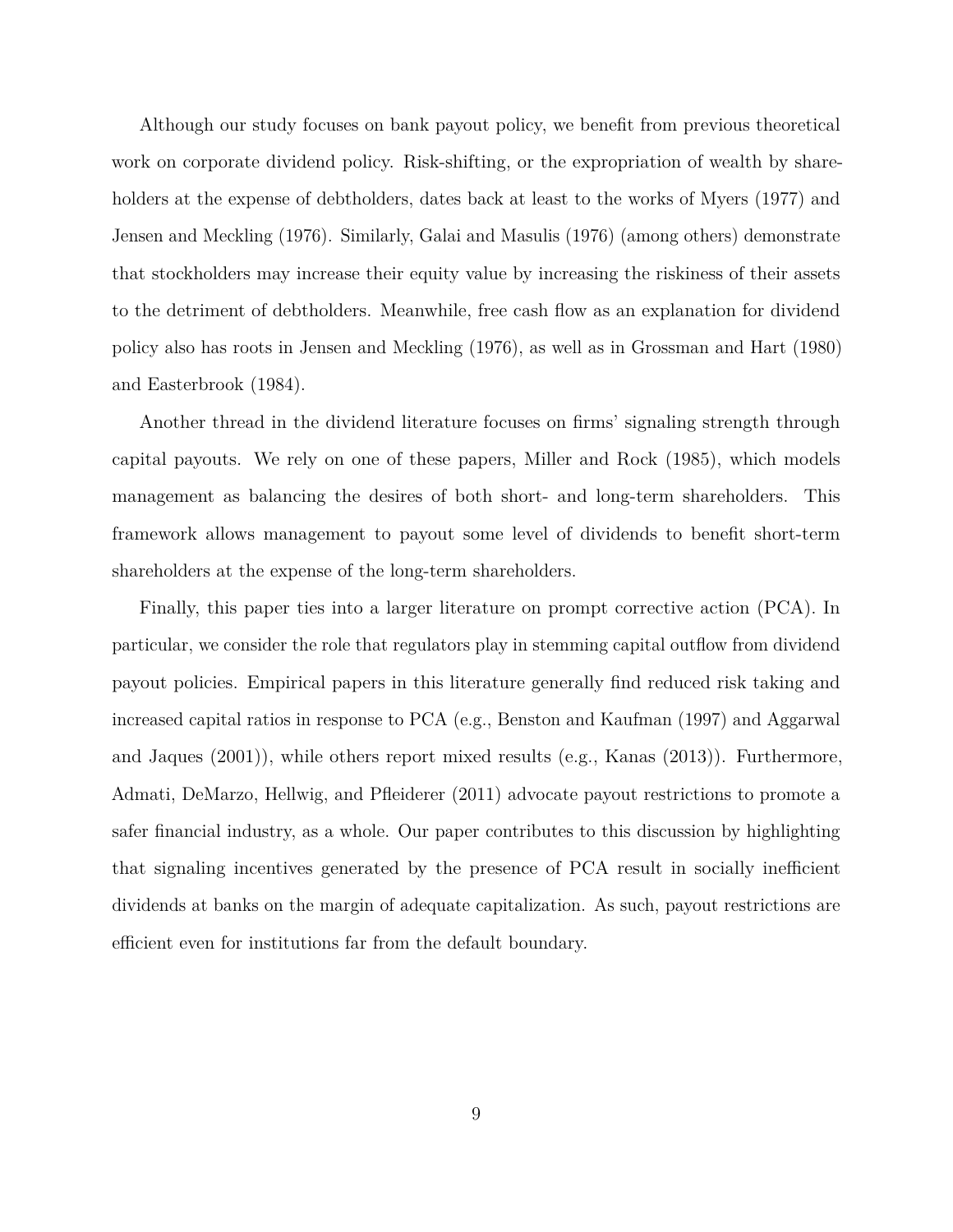Although our study focuses on bank payout policy, we benefit from previous theoretical work on corporate dividend policy. Risk-shifting, or the expropriation of wealth by shareholders at the expense of debtholders, dates back at least to the works of Myers (1977) and Jensen and Meckling (1976). Similarly, Galai and Masulis (1976) (among others) demonstrate that stockholders may increase their equity value by increasing the riskiness of their assets to the detriment of debtholders. Meanwhile, free cash flow as an explanation for dividend policy also has roots in Jensen and Meckling (1976), as well as in Grossman and Hart (1980) and Easterbrook (1984).

Another thread in the dividend literature focuses on firms' signaling strength through capital payouts. We rely on one of these papers, Miller and Rock (1985), which models management as balancing the desires of both short- and long-term shareholders. This framework allows management to payout some level of dividends to benefit short-term shareholders at the expense of the long-term shareholders.

Finally, this paper ties into a larger literature on prompt corrective action (PCA). In particular, we consider the role that regulators play in stemming capital outflow from dividend payout policies. Empirical papers in this literature generally find reduced risk taking and increased capital ratios in response to PCA (e.g., Benston and Kaufman (1997) and Aggarwal and Jaques (2001)), while others report mixed results (e.g., Kanas (2013)). Furthermore, Admati, DeMarzo, Hellwig, and Pfleiderer (2011) advocate payout restrictions to promote a safer financial industry, as a whole. Our paper contributes to this discussion by highlighting that signaling incentives generated by the presence of PCA result in socially inefficient dividends at banks on the margin of adequate capitalization. As such, payout restrictions are efficient even for institutions far from the default boundary.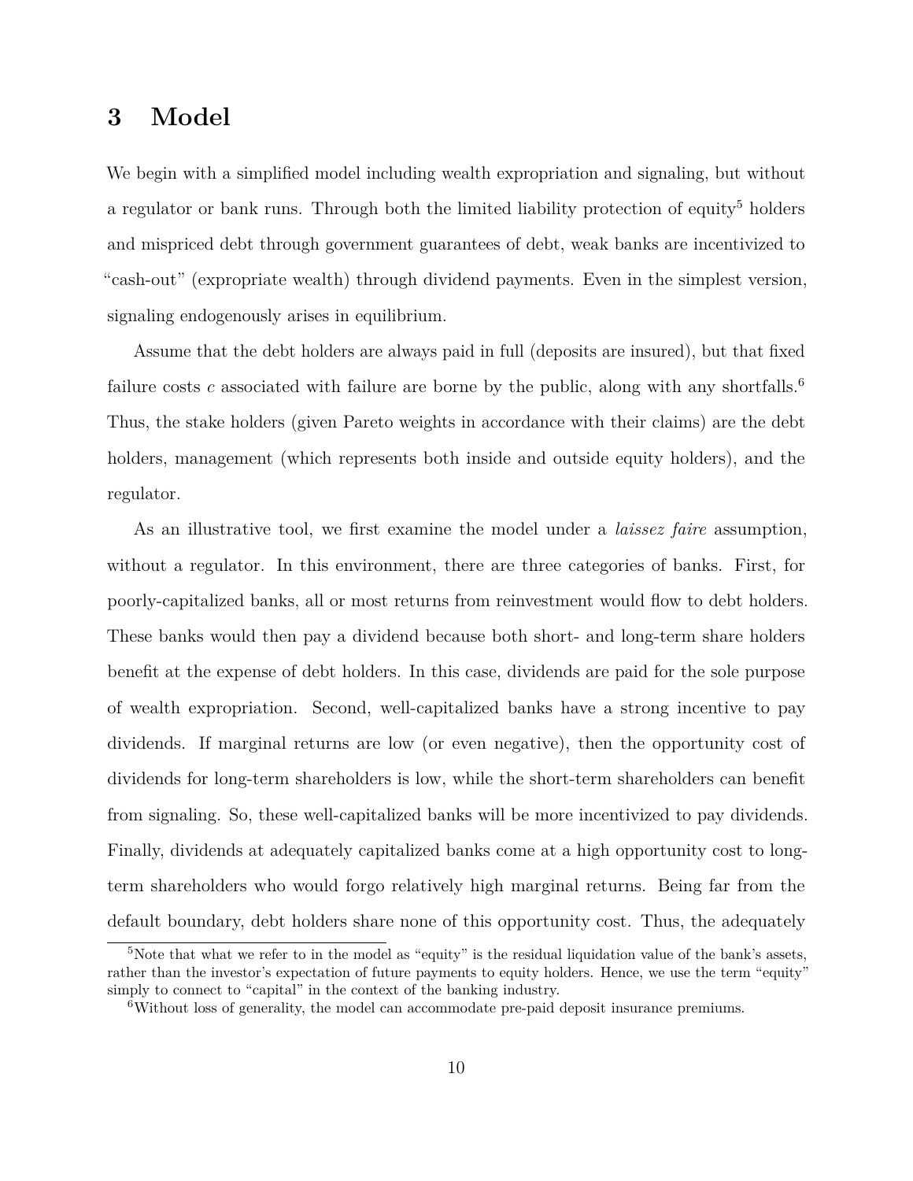# 3 Model

We begin with a simplified model including wealth expropriation and signaling, but without a regulator or bank runs. Through both the limited liability protection of equity[5] holders and mispriced debt through government guarantees of debt, weak banks are incentivized to "cash-out" (expropriate wealth) through dividend payments. Even in the simplest version, signaling endogenously arises in equilibrium.

Assume that the debt holders are always paid in full (deposits are insured), but that fixed failure costs $c$ associated with failure are borne by the public, along with any shortfalls.[6] Thus, the stake holders (given Pareto weights in accordance with their claims) are the debt holders, management (which represents both inside and outside equity holders), and the regulator.

As an illustrative tool, we first examine the model under a *laissez faire* assumption, without a regulator. In this environment, there are three categories of banks. First, for poorly-capitalized banks, all or most returns from reinvestment would flow to debt holders. These banks would then pay a dividend because both short- and long-term share holders benefit at the expense of debt holders. In this case, dividends are paid for the sole purpose of wealth expropriation. Second, well-capitalized banks have a strong incentive to pay dividends. If marginal returns are low (or even negative), then the opportunity cost of dividends for long-term shareholders is low, while the short-term shareholders can benefit from signaling. So, these well-capitalized banks will be more incentivized to pay dividends. Finally, dividends at adequately capitalized banks come at a high opportunity cost to long-term shareholders who would forgo relatively high marginal returns. Being far from the default boundary, debt holders share none of this opportunity cost. Thus, the adequately

[5] Note that what we refer to in the model as "equity" is the residual liquidation value of the bank's assets, rather than the investor's expectation of future payments to equity holders. Hence, we use the term "equity" simply to connect to "capital" in the context of the banking industry.

[6] Without loss of generality, the model can accommodate pre-paid deposit insurance premiums.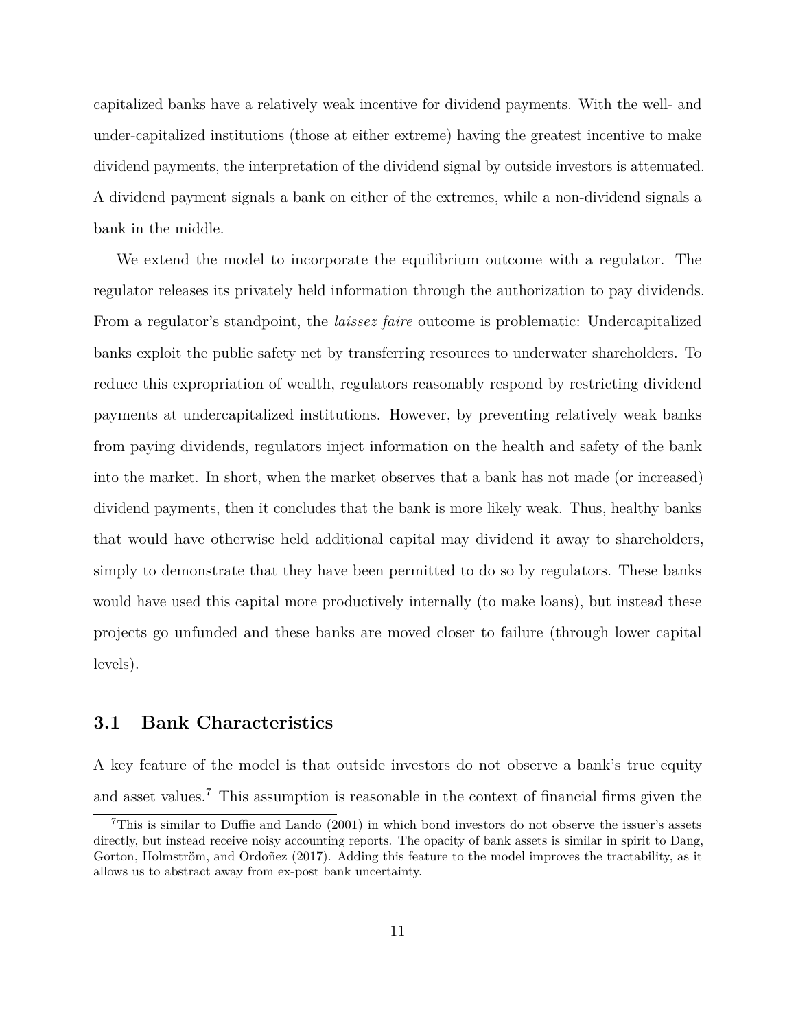capitalized banks have a relatively weak incentive for dividend payments. With the well- and under-capitalized institutions (those at either extreme) having the greatest incentive to make dividend payments, the interpretation of the dividend signal by outside investors is attenuated. A dividend payment signals a bank on either of the extremes, while a non-dividend signals a bank in the middle.

We extend the model to incorporate the equilibrium outcome with a regulator. The regulator releases its privately held information through the authorization to pay dividends. From a regulator's standpoint, the *laissez faire* outcome is problematic: Undercapitalized banks exploit the public safety net by transferring resources to underwater shareholders. To reduce this expropriation of wealth, regulators reasonably respond by restricting dividend payments at undercapitalized institutions. However, by preventing relatively weak banks from paying dividends, regulators inject information on the health and safety of the bank into the market. In short, when the market observes that a bank has not made (or increased) dividend payments, then it concludes that the bank is more likely weak. Thus, healthy banks that would have otherwise held additional capital may dividend it away to shareholders, simply to demonstrate that they have been permitted to do so by regulators. These banks would have used this capital more productively internally (to make loans), but instead these projects go unfunded and these banks are moved closer to failure (through lower capital levels).

## 3.1 Bank Characteristics

A key feature of the model is that outside investors do not observe a bank's true equity and asset values.[7] This assumption is reasonable in the context of financial firms given the

[7] This is similar to Duffie and Lando (2001) in which bond investors do not observe the issuer's assets directly, but instead receive noisy accounting reports. The opacity of bank assets is similar in spirit to Dang, Gorton, Holmström, and Ordoñez (2017). Adding this feature to the model improves the tractability, as it allows us to abstract away from ex-post bank uncertainty.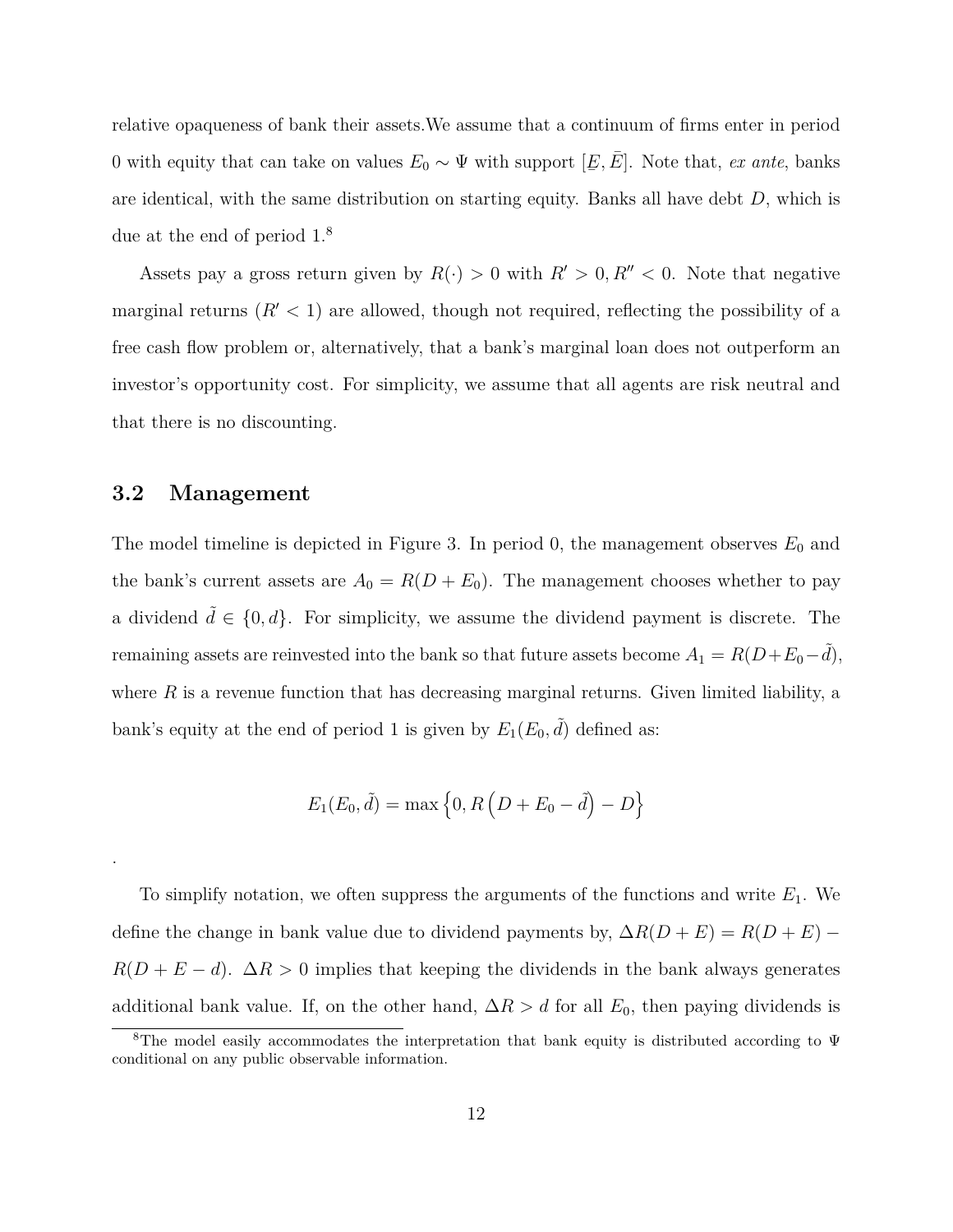relative opaqueness of bank their assets.We assume that a continuum of firms enter in period 0 with equity that can take on values $E_0 \sim \Psi$ with support $[\underline{E}, \bar{E}]$. Note that, *ex ante*, banks are identical, with the same distribution on starting equity. Banks all have debt $D$, which is due at the end of period 1.[8]

Assets pay a gross return given by $R(\cdot) > 0$ with $R' > 0, R'' < 0$. Note that negative marginal returns ($R' < 1$) are allowed, though not required, reflecting the possibility of a free cash flow problem or, alternatively, that a bank's marginal loan does not outperform an investor's opportunity cost. For simplicity, we assume that all agents are risk neutral and that there is no discounting.

## 3.2 Management

The model timeline is depicted in Figure 3. In period 0, the management observes $E_0$ and the bank's current assets are $A_0 = R(D + E_0)$. The management chooses whether to pay a dividend $\tilde{d} \in \{0, d\}$. For simplicity, we assume the dividend payment is discrete. The remaining assets are reinvested into the bank so that future assets become $A_1 = R(D+E_0-\tilde{d})$, where $R$ is a revenue function that has decreasing marginal returns. Given limited liability, a bank's equity at the end of period 1 is given by $E_1(E_0, \tilde{d})$ defined as:

$$E_1(E_0, \tilde{d}) = \max\left\{0, R\left(D + E_0 - \tilde{d}\right) - D\right\}$$

.

To simplify notation, we often suppress the arguments of the functions and write $E_1$. We define the change in bank value due to dividend payments by, $\Delta R(D + E) = R(D + E) - R(D + E - d)$. $\Delta R > 0$ implies that keeping the dividends in the bank always generates additional bank value. If, on the other hand, $\Delta R > d$ for all $E_0$, then paying dividends is

[8] The model easily accommodates the interpretation that bank equity is distributed according to $\Psi$ conditional on any public observable information.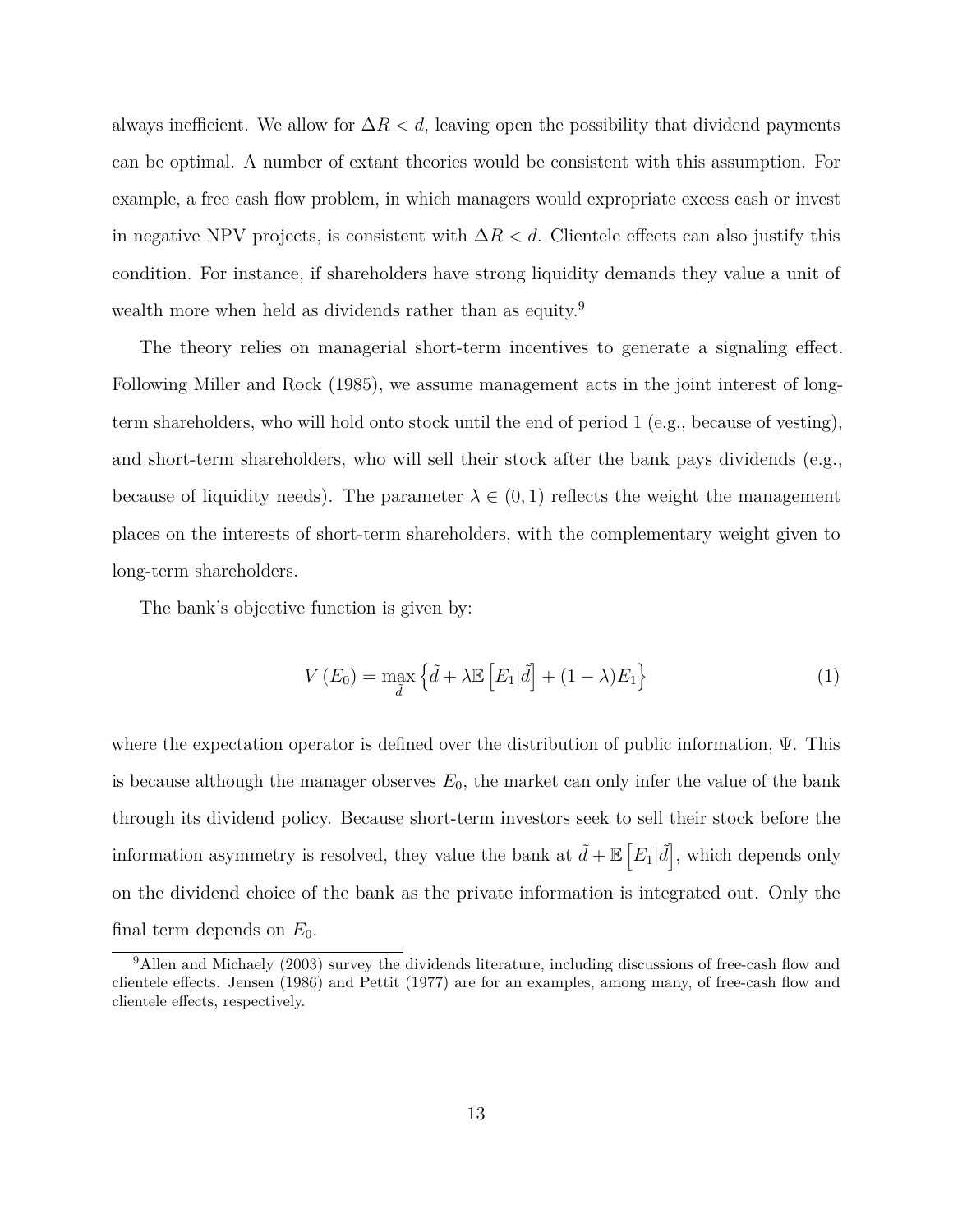always inefficient. We allow for $\Delta R < d$, leaving open the possibility that dividend payments can be optimal. A number of extant theories would be consistent with this assumption. For example, a free cash flow problem, in which managers would expropriate excess cash or invest in negative NPV projects, is consistent with $\Delta R < d$. Clientele effects can also justify this condition. For instance, if shareholders have strong liquidity demands they value a unit of wealth more when held as dividends rather than as equity.[9]

The theory relies on managerial short-term incentives to generate a signaling effect. Following Miller and Rock (1985), we assume management acts in the joint interest of long-term shareholders, who will hold onto stock until the end of period 1 (e.g., because of vesting), and short-term shareholders, who will sell their stock after the bank pays dividends (e.g., because of liquidity needs). The parameter $\lambda \in (0, 1)$ reflects the weight the management places on the interests of short-term shareholders, with the complementary weight given to long-term shareholders.

The bank's objective function is given by:

$$V(E_0) = \max_{\tilde{d}} \left\{ \tilde{d} + \lambda \mathbb{E}\left[E_1 | \tilde{d}\right] + (1 - \lambda) E_1 \right\} \tag{1}$$

where the expectation operator is defined over the distribution of public information, $\Psi$. This is because although the manager observes $E_0$, the market can only infer the value of the bank through its dividend policy. Because short-term investors seek to sell their stock before the information asymmetry is resolved, they value the bank at $\tilde{d} + \mathbb{E}\left[E_1 | \tilde{d}\right]$, which depends only on the dividend choice of the bank as the private information is integrated out. Only the final term depends on $E_0$.

[9] Allen and Michaely (2003) survey the dividends literature, including discussions of free-cash flow and clientele effects. Jensen (1986) and Pettit (1977) are for an examples, among many, of free-cash flow and clientele effects, respectively.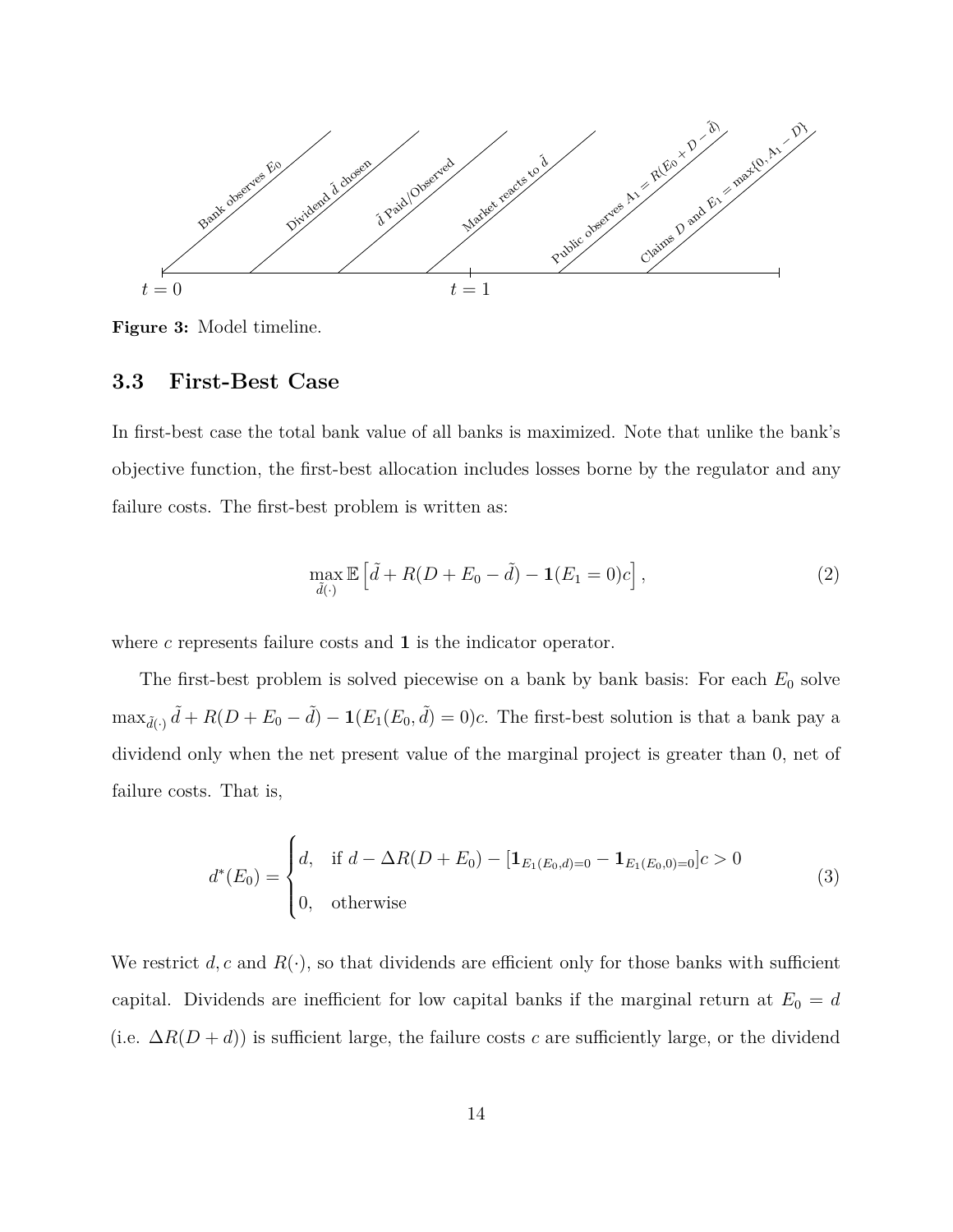t = 0

t = 1

Bank observes $E_0$

Dividend $\tilde{d}$ chosen

$\tilde{d}$ Paid/Observed

Market reacts to $\tilde{d}$

Public observes $A_1 = R(E_0 + D - \tilde{d})$

Claims $D$ and $E_1 = \max\{0, A_1 - D\}$

**Figure 3:** Model timeline.

## 3.3 First-Best Case

In first-best case the total bank value of all banks is maximized. Note that unlike the bank's objective function, the first-best allocation includes losses borne by the regulator and any failure costs. The first-best problem is written as:

$$\max_{\tilde{d}(\cdot)} \mathbb{E}\left[\tilde{d} + R(D + E_0 - \tilde{d}) - \mathbf{1}(E_1 = 0)c\right], \tag{2}$$

where $c$ represents failure costs and $\mathbf{1}$ is the indicator operator.

The first-best problem is solved piecewise on a bank by bank basis: For each $E_0$ solve $\max_{\tilde{d}(\cdot)} \tilde{d} + R(D + E_0 - \tilde{d}) - \mathbf{1}(E_1(E_0, \tilde{d}) = 0)c$. The first-best solution is that a bank pay a dividend only when the net present value of the marginal project is greater than 0, net of failure costs. That is,

$$d^*(E_0) = \begin{cases} d, & \text{if } d - \Delta R(D + E_0) - [\mathbf{1}_{E_1(E_0,d)=0} - \mathbf{1}_{E_1(E_0,0)=0}]c > 0 \\ 0, & \text{otherwise} \end{cases} \tag{3}$$

We restrict $d, c$ and $R(\cdot)$, so that dividends are efficient only for those banks with sufficient capital. Dividends are inefficient for low capital banks if the marginal return at $E_0 = d$ (i.e. $\Delta R(D + d)$) is sufficient large, the failure costs $c$ are sufficiently large, or the dividend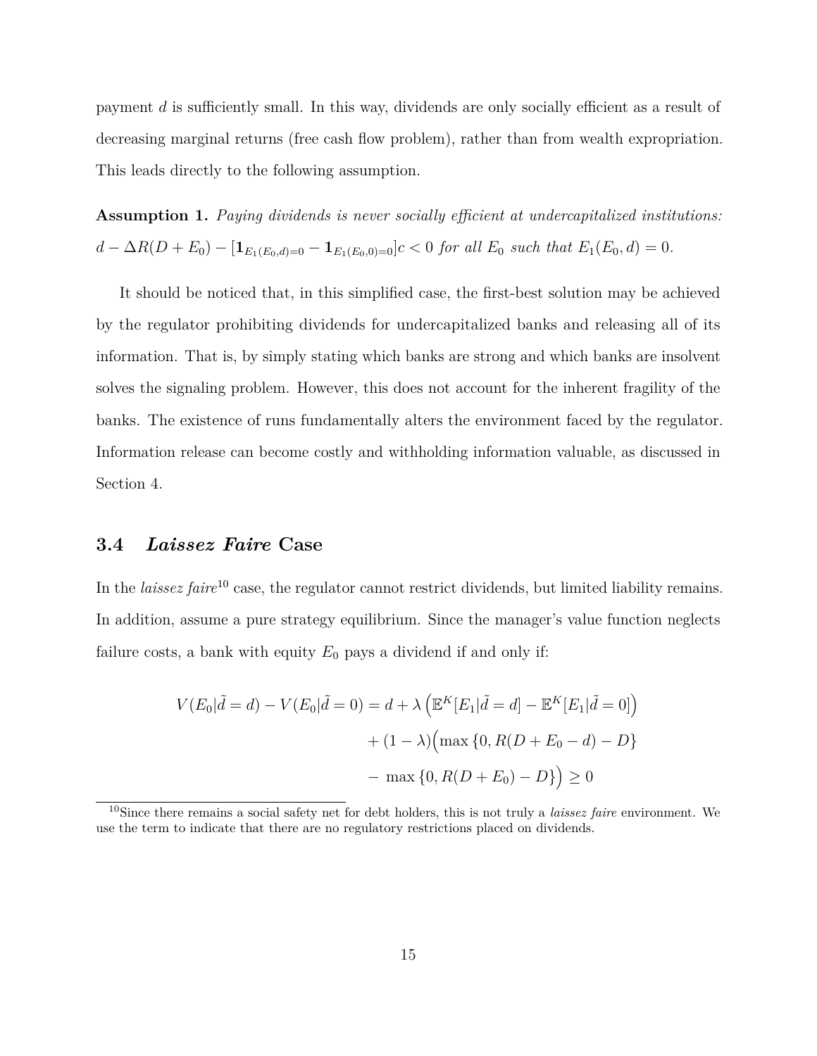payment $d$ is sufficiently small. In this way, dividends are only socially efficient as a result of decreasing marginal returns (free cash flow problem), rather than from wealth expropriation. This leads directly to the following assumption.

**Assumption 1.** *Paying dividends is never socially efficient at undercapitalized institutions:* $d - \Delta R(D + E_0) - [\mathbf{1}_{E_1(E_0,d)=0} - \mathbf{1}_{E_1(E_0,0)=0}]c < 0$ *for all* $E_0$ *such that* $E_1(E_0, d) = 0$.

It should be noticed that, in this simplified case, the first-best solution may be achieved by the regulator prohibiting dividends for undercapitalized banks and releasing all of its information. That is, by simply stating which banks are strong and which banks are insolvent solves the signaling problem. However, this does not account for the inherent fragility of the banks. The existence of runs fundamentally alters the environment faced by the regulator. Information release can become costly and withholding information valuable, as discussed in Section 4.

### 3.4 *Laissez Faire* Case

In the *laissez faire*[10] case, the regulator cannot restrict dividends, but limited liability remains. In addition, assume a pure strategy equilibrium. Since the manager's value function neglects failure costs, a bank with equity $E_0$ pays a dividend if and only if:

$$
\begin{aligned}
V(E_0|\tilde{d} = d) - V(E_0|\tilde{d} = 0) = d &+ \lambda \left(\mathbb{E}^K[E_1|\tilde{d} = d] - \mathbb{E}^K[E_1|\tilde{d} = 0]\right) \\
&+ (1 - \lambda)\Big(\max\{0, R(D + E_0 - d) - D\} \\
&- \max\{0, R(D + E_0) - D\}\Big) \geq 0
\end{aligned}
$$

[10] Since there remains a social safety net for debt holders, this is not truly a *laissez faire* environment. We use the term to indicate that there are no regulatory restrictions placed on dividends.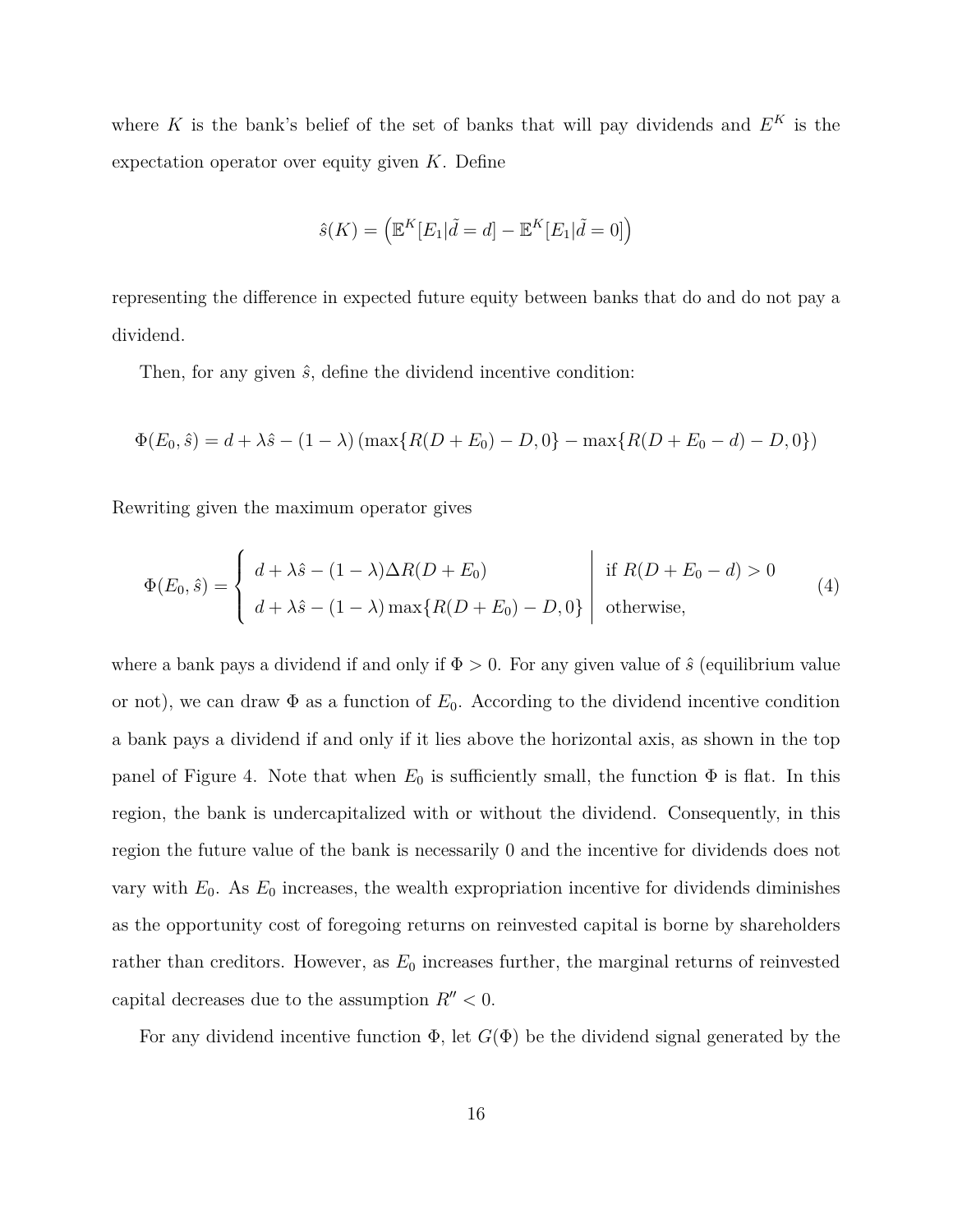where $K$ is the bank's belief of the set of banks that will pay dividends and $E^K$ is the expectation operator over equity given $K$. Define

$$\hat{s}(K) = \left(\mathbb{E}^K[E_1|\tilde{d} = d] - \mathbb{E}^K[E_1|\tilde{d} = 0]\right)$$

representing the difference in expected future equity between banks that do and do not pay a dividend.

Then, for any given $\hat{s}$, define the dividend incentive condition:

$$\Phi(E_0, \hat{s}) = d + \lambda\hat{s} - (1-\lambda)\left(\max\{R(D+E_0) - D, 0\} - \max\{R(D+E_0-d) - D, 0\}\right)$$

Rewriting given the maximum operator gives

$$\Phi(E_0, \hat{s}) = \begin{cases} d + \lambda\hat{s} - (1-\lambda)\Delta R(D+E_0) & \text{if } R(D+E_0-d) > 0 \\ d + \lambda\hat{s} - (1-\lambda)\max\{R(D+E_0) - D, 0\} & \text{otherwise,} \end{cases} \tag{4}$$

where a bank pays a dividend if and only if $\Phi > 0$. For any given value of $\hat{s}$ (equilibrium value or not), we can draw $\Phi$ as a function of $E_0$. According to the dividend incentive condition a bank pays a dividend if and only if it lies above the horizontal axis, as shown in the top panel of Figure 4. Note that when $E_0$ is sufficiently small, the function $\Phi$ is flat. In this region, the bank is undercapitalized with or without the dividend. Consequently, in this region the future value of the bank is necessarily 0 and the incentive for dividends does not vary with $E_0$. As $E_0$ increases, the wealth expropriation incentive for dividends diminishes as the opportunity cost of foregoing returns on reinvested capital is borne by shareholders rather than creditors. However, as $E_0$ increases further, the marginal returns of reinvested capital decreases due to the assumption $R'' < 0$.

For any dividend incentive function $\Phi$, let $G(\Phi)$ be the dividend signal generated by the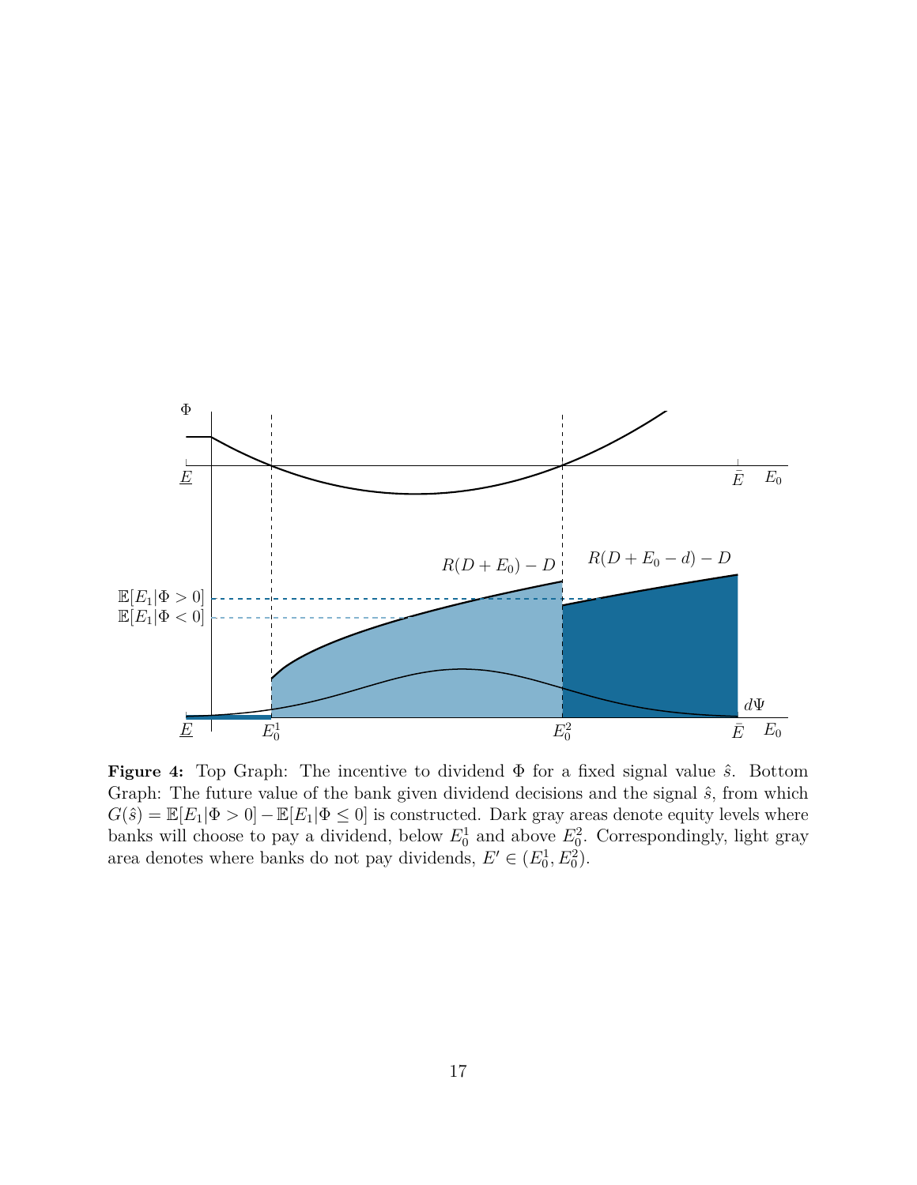$\Phi$

$\underline{E}$

$\bar{E}$

$E_0$

$R(D + E_0) - D$

$R(D + E_0 - d) - D$

$\mathbb{E}[E_1|\Phi > 0]$

$\mathbb{E}[E_1|\Phi < 0]$

$d\Psi$

$\underline{E}$

$E_0^1$

$E_0^2$

$\bar{E}$

$E_0$

**Figure 4:** Top Graph: The incentive to dividend $\Phi$ for a fixed signal value $\hat{s}$. Bottom Graph: The future value of the bank given dividend decisions and the signal $\hat{s}$, from which $G(\hat{s}) = \mathbb{E}[E_1|\Phi > 0] - \mathbb{E}[E_1|\Phi \leq 0]$ is constructed. Dark gray areas denote equity levels where banks will choose to pay a dividend, below $E_0^1$ and above $E_0^2$. Correspondingly, light gray area denotes where banks do not pay dividends, $E' \in (E_0^1, E_0^2)$.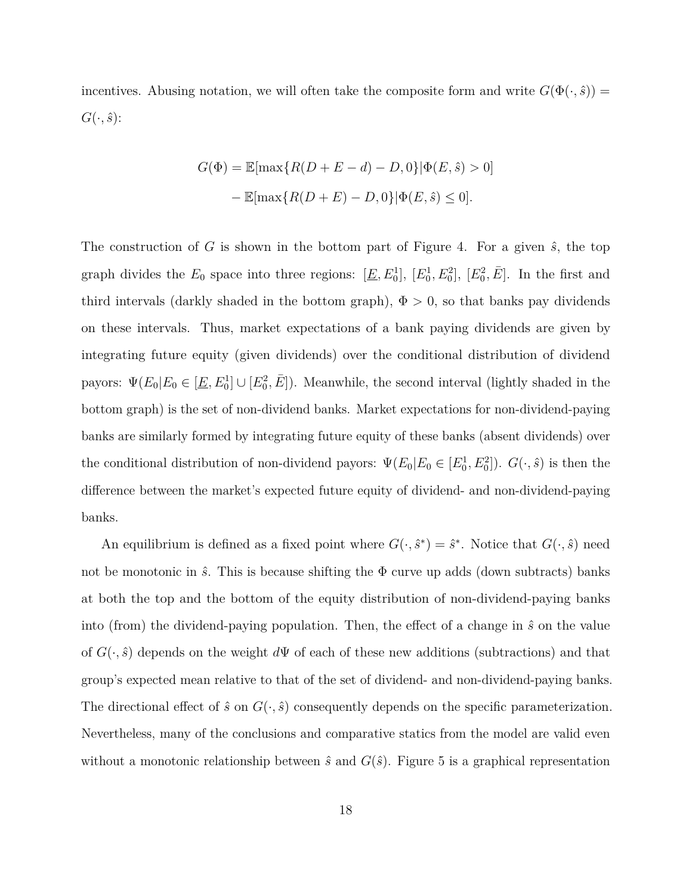incentives. Abusing notation, we will often take the composite form and write $G(\Phi(\cdot, \hat{s})) = G(\cdot, \hat{s})$:

$$
\begin{aligned}
G(\Phi) = \; & \mathbb{E}[\max\{R(D + E - d) - D, 0\} | \Phi(E, \hat{s}) > 0] \\
& - \mathbb{E}[\max\{R(D + E) - D, 0\} | \Phi(E, \hat{s}) \leq 0].
\end{aligned}
$$

The construction of $G$ is shown in the bottom part of Figure 4. For a given $\hat{s}$, the top graph divides the $E_0$ space into three regions: $[\underline{E}, E_0^1]$, $[E_0^1, E_0^2]$, $[E_0^2, \bar{E}]$. In the first and third intervals (darkly shaded in the bottom graph), $\Phi > 0$, so that banks pay dividends on these intervals. Thus, market expectations of a bank paying dividends are given by integrating future equity (given dividends) over the conditional distribution of dividend payors: $\Psi(E_0 | E_0 \in [\underline{E}, E_0^1] \cup [E_0^2, \bar{E}])$. Meanwhile, the second interval (lightly shaded in the bottom graph) is the set of non-dividend banks. Market expectations for non-dividend-paying banks are similarly formed by integrating future equity of these banks (absent dividends) over the conditional distribution of non-dividend payors: $\Psi(E_0 | E_0 \in [E_0^1, E_0^2])$. $G(\cdot, \hat{s})$ is then the difference between the market's expected future equity of dividend- and non-dividend-paying banks.

An equilibrium is defined as a fixed point where $G(\cdot, \hat{s}^*) = \hat{s}^*$. Notice that $G(\cdot, \hat{s})$ need not be monotonic in $\hat{s}$. This is because shifting the $\Phi$ curve up adds (down subtracts) banks at both the top and the bottom of the equity distribution of non-dividend-paying banks into (from) the dividend-paying population. Then, the effect of a change in $\hat{s}$ on the value of $G(\cdot, \hat{s})$ depends on the weight $d\Psi$ of each of these new additions (subtractions) and that group's expected mean relative to that of the set of dividend- and non-dividend-paying banks. The directional effect of $\hat{s}$ on $G(\cdot, \hat{s})$ consequently depends on the specific parameterization. Nevertheless, many of the conclusions and comparative statics from the model are valid even without a monotonic relationship between $\hat{s}$ and $G(\hat{s})$. Figure 5 is a graphical representation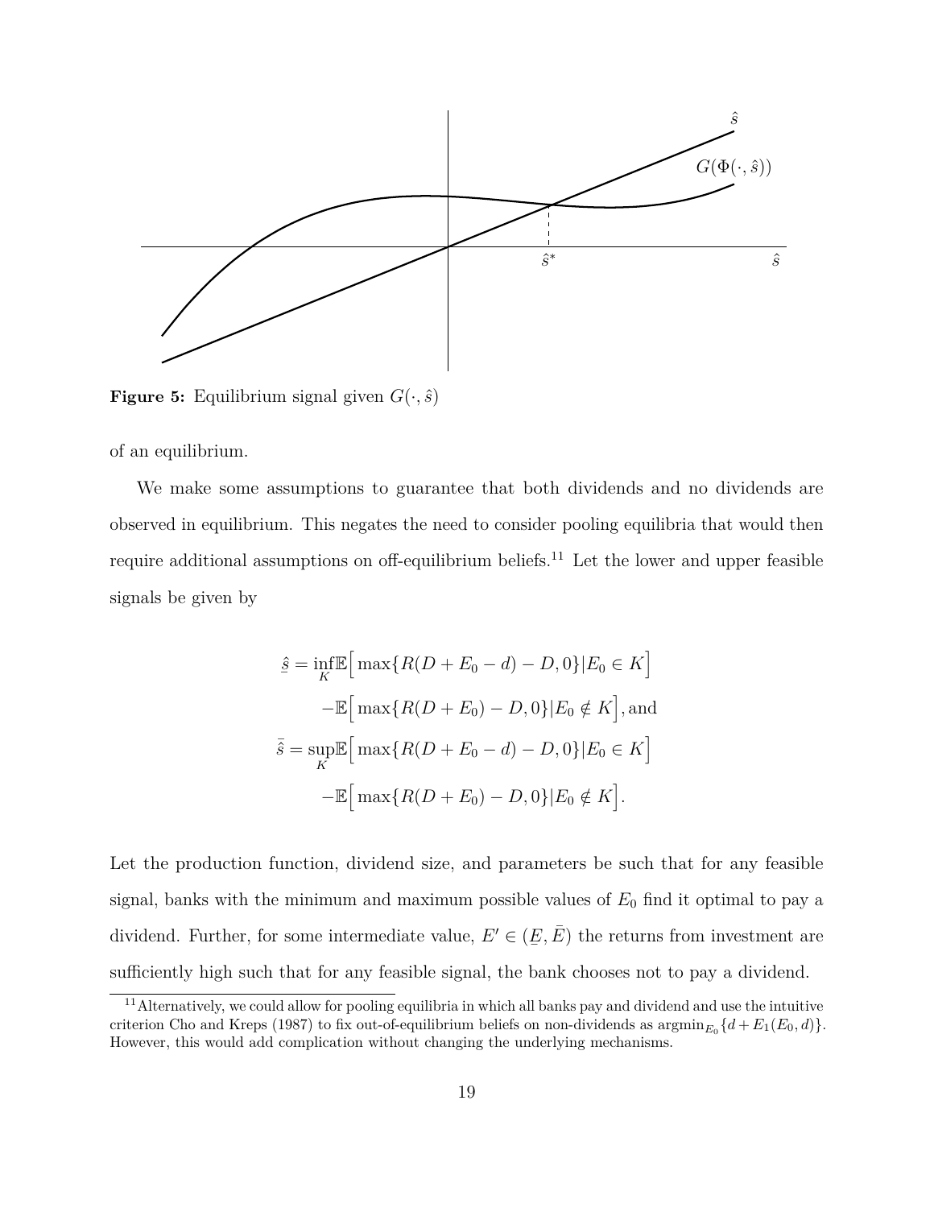$\hat{s}$

$G(\Phi(\cdot, \hat{s}))$

$\hat{s}^*$

$\hat{s}$

**Figure 5:** Equilibrium signal given $G(\cdot, \hat{s})$

of an equilibrium.

We make some assumptions to guarantee that both dividends and no dividends are observed in equilibrium. This negates the need to consider pooling equilibria that would then require additional assumptions on off-equilibrium beliefs.[11] Let the lower and upper feasible signals be given by

$$
\begin{aligned}
\underline{\hat{s}} = \inf_K & \mathbb{E}\Big[\max\{R(D + E_0 - d) - D, 0\} | E_0 \in K\Big] \\
& - \mathbb{E}\Big[\max\{R(D + E_0) - D, 0\} | E_0 \notin K\Big], \text{and} \\
\bar{\hat{s}} = \sup_K & \mathbb{E}\Big[\max\{R(D + E_0 - d) - D, 0\} | E_0 \in K\Big] \\
& - \mathbb{E}\Big[\max\{R(D + E_0) - D, 0\} | E_0 \notin K\Big].
\end{aligned}
$$

Let the production function, dividend size, and parameters be such that for any feasible signal, banks with the minimum and maximum possible values of $E_0$ find it optimal to pay a dividend. Further, for some intermediate value, $E' \in (\underline{E}, \bar{E})$ the returns from investment are sufficiently high such that for any feasible signal, the bank chooses not to pay a dividend.

[11] Alternatively, we could allow for pooling equilibria in which all banks pay and dividend and use the intuitive criterion Cho and Kreps (1987) to fix out-of-equilibrium beliefs on non-dividends as $\text{argmin}_{E_0}\{d + E_1(E_0, d)\}$. However, this would add complication without changing the underlying mechanisms.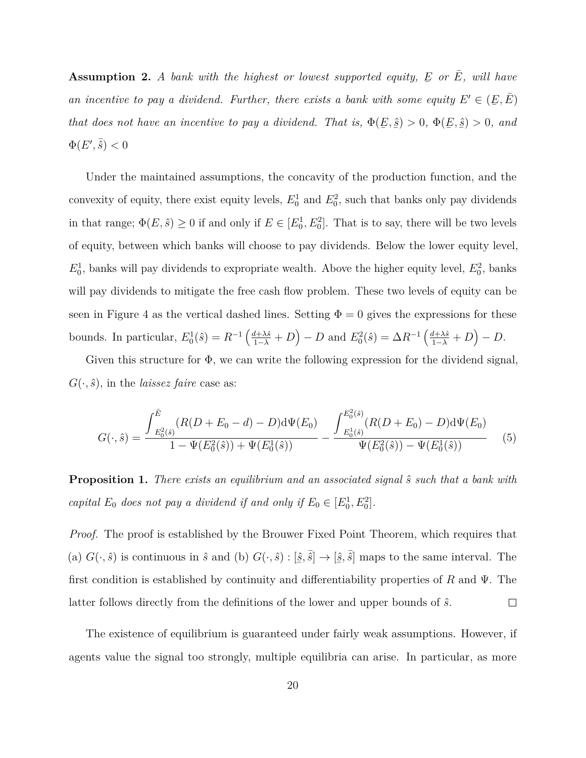**Assumption 2.** *A bank with the highest or lowest supported equity, $\underline{E}$ or $\bar{E}$, will have an incentive to pay a dividend. Further, there exists a bank with some equity $E' \in (\underline{E}, \bar{E})$ that does not have an incentive to pay a dividend. That is, $\Phi(\underline{E}, \underline{\hat{s}}) > 0$, $\Phi(\underline{E}, \underline{\hat{s}}) > 0$, and $\Phi(E', \bar{\hat{s}}) < 0$*

Under the maintained assumptions, the concavity of the production function, and the convexity of equity, there exist equity levels, $E_0^1$ and $E_0^2$, such that banks only pay dividends in that range; $\Phi(E, \hat{s}) \geq 0$ if and only if $E \in [E_0^1, E_0^2]$. That is to say, there will be two levels of equity, between which banks will choose to pay dividends. Below the lower equity level, $E_0^1$, banks will pay dividends to expropriate wealth. Above the higher equity level, $E_0^2$, banks will pay dividends to mitigate the free cash flow problem. These two levels of equity can be seen in Figure 4 as the vertical dashed lines. Setting $\Phi = 0$ gives the expressions for these bounds. In particular, $E_0^1(\hat{s}) = R^{-1}\left(\frac{d+\lambda\hat{s}}{1-\lambda} + D\right) - D$ and $E_0^2(\hat{s}) = \Delta R^{-1}\left(\frac{d+\lambda\hat{s}}{1-\lambda} + D\right) - D$.

Given this structure for $\Phi$, we can write the following expression for the dividend signal, $G(\cdot, \hat{s})$, in the *laissez faire* case as:

$$G(\cdot, \hat{s}) = \frac{\int_{E_0^2(\hat{s})}^{\bar{E}} (R(D + E_0 - d) - D)\mathrm{d}\Psi(E_0)}{1 - \Psi(E_0^2(\hat{s})) + \Psi(E_0^1(\hat{s}))} - \frac{\int_{E_0^1(\hat{s})}^{E_0^2(\hat{s})} (R(D + E_0) - D)\mathrm{d}\Psi(E_0)}{\Psi(E_0^2(\hat{s})) - \Psi(E_0^1(\hat{s}))} \tag{5}$$

**Proposition 1.** *There exists an equilibrium and an associated signal $\hat{s}$ such that a bank with capital $E_0$ does not pay a dividend if and only if $E_0 \in [E_0^1, E_0^2]$.*

*Proof.* The proof is established by the Brouwer Fixed Point Theorem, which requires that (a) $G(\cdot, \hat{s})$ is continuous in $\hat{s}$ and (b) $G(\cdot, \hat{s}) : [\underline{\hat{s}}, \bar{\hat{s}}] \to [\underline{\hat{s}}, \bar{\hat{s}}]$ maps to the same interval. The first condition is established by continuity and differentiability properties of $R$ and $\Psi$. The latter follows directly from the definitions of the lower and upper bounds of $\hat{s}$. □

The existence of equilibrium is guaranteed under fairly weak assumptions. However, if agents value the signal too strongly, multiple equilibria can arise. In particular, as more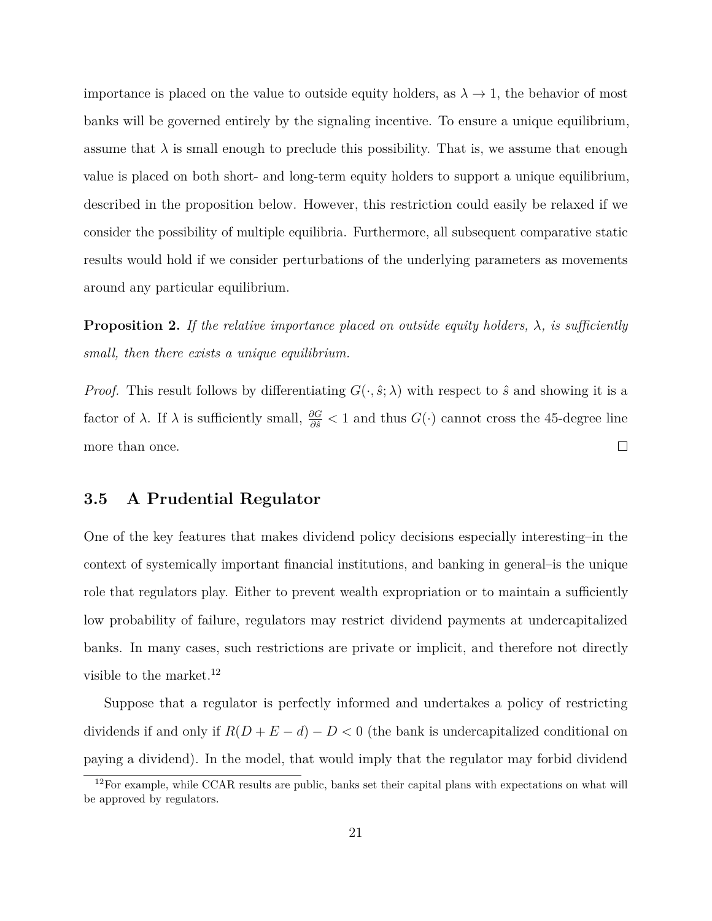importance is placed on the value to outside equity holders, as $\lambda \to 1$, the behavior of most banks will be governed entirely by the signaling incentive. To ensure a unique equilibrium, assume that $\lambda$ is small enough to preclude this possibility. That is, we assume that enough value is placed on both short- and long-term equity holders to support a unique equilibrium, described in the proposition below. However, this restriction could easily be relaxed if we consider the possibility of multiple equilibria. Furthermore, all subsequent comparative static results would hold if we consider perturbations of the underlying parameters as movements around any particular equilibrium.

**Proposition 2.** *If the relative importance placed on outside equity holders, $\lambda$, is sufficiently small, then there exists a unique equilibrium.*

*Proof.* This result follows by differentiating $G(\cdot, \hat{s}; \lambda)$ with respect to $\hat{s}$ and showing it is a factor of $\lambda$. If $\lambda$ is sufficiently small, $\frac{\partial G}{\partial \hat{s}} < 1$ and thus $G(\cdot)$ cannot cross the 45-degree line more than once. □

## 3.5 A Prudential Regulator

One of the key features that makes dividend policy decisions especially interesting–in the context of systemically important financial institutions, and banking in general–is the unique role that regulators play. Either to prevent wealth expropriation or to maintain a sufficiently low probability of failure, regulators may restrict dividend payments at undercapitalized banks. In many cases, such restrictions are private or implicit, and therefore not directly visible to the market.[12]

Suppose that a regulator is perfectly informed and undertakes a policy of restricting dividends if and only if $R(D + E - d) - D < 0$ (the bank is undercapitalized conditional on paying a dividend). In the model, that would imply that the regulator may forbid dividend

[12] For example, while CCAR results are public, banks set their capital plans with expectations on what will be approved by regulators.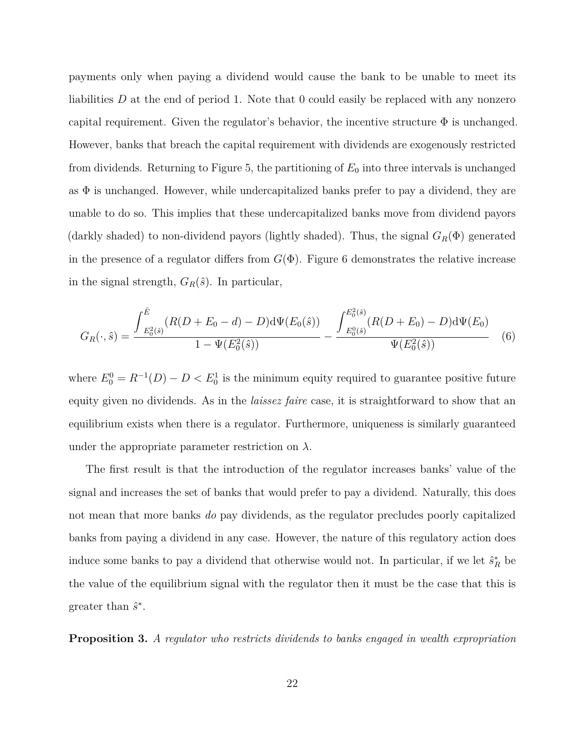payments only when paying a dividend would cause the bank to be unable to meet its liabilities $D$ at the end of period 1. Note that 0 could easily be replaced with any nonzero capital requirement. Given the regulator's behavior, the incentive structure $\Phi$ is unchanged. However, banks that breach the capital requirement with dividends are exogenously restricted from dividends. Returning to Figure 5, the partitioning of $E_0$ into three intervals is unchanged as $\Phi$ is unchanged. However, while undercapitalized banks prefer to pay a dividend, they are unable to do so. This implies that these undercapitalized banks move from dividend payors (darkly shaded) to non-dividend payors (lightly shaded). Thus, the signal $G_R(\Phi)$ generated in the presence of a regulator differs from $G(\Phi)$. Figure 6 demonstrates the relative increase in the signal strength, $G_R(\hat{s})$. In particular,

$$G_R(\cdot, \hat{s}) = \frac{\int_{E_0^2(\hat{s})}^{\bar{E}} (R(D + E_0 - d) - D) \mathrm{d}\Psi(E_0(\hat{s}))}{1 - \Psi(E_0^2(\hat{s}))} - \frac{\int_{E_0^0(\hat{s})}^{E_0^2(\hat{s})} (R(D + E_0) - D) \mathrm{d}\Psi(E_0)}{\Psi(E_0^2(\hat{s}))} \quad (6)$$

where $E_0^0 = R^{-1}(D) - D < E_0^1$ is the minimum equity required to guarantee positive future equity given no dividends. As in the *laissez faire* case, it is straightforward to show that an equilibrium exists when there is a regulator. Furthermore, uniqueness is similarly guaranteed under the appropriate parameter restriction on $\lambda$.

The first result is that the introduction of the regulator increases banks' value of the signal and increases the set of banks that would prefer to pay a dividend. Naturally, this does not mean that more banks *do* pay dividends, as the regulator precludes poorly capitalized banks from paying a dividend in any case. However, the nature of this regulatory action does induce some banks to pay a dividend that otherwise would not. In particular, if we let $\hat{s}_R^*$ be the value of the equilibrium signal with the regulator then it must be the case that this is greater than $\hat{s}^*$.

**Proposition 3.** *A regulator who restricts dividends to banks engaged in wealth expropriation*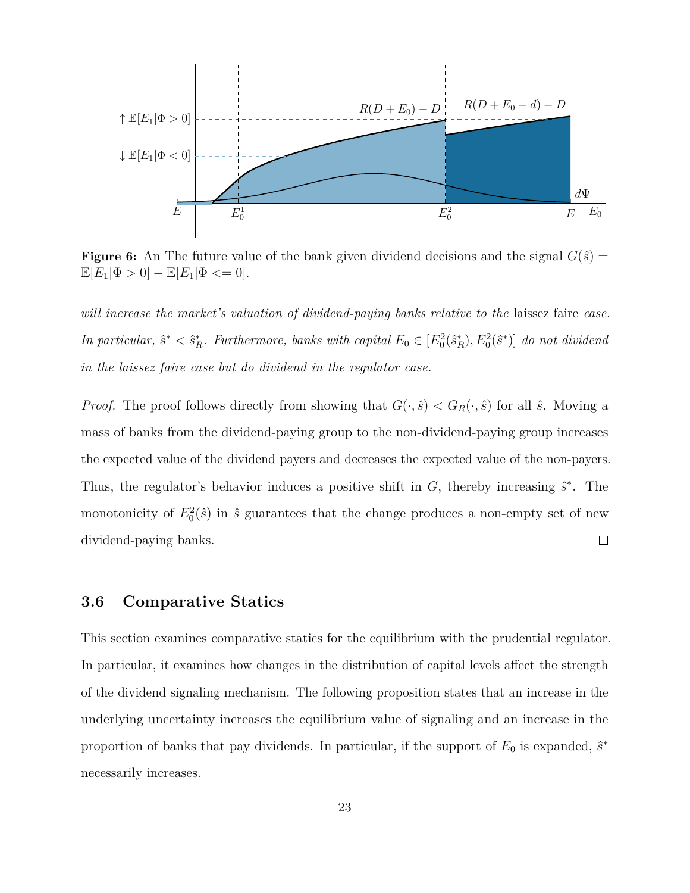$\uparrow \mathbb{E}[E_1|\Phi > 0]$

$\downarrow \mathbb{E}[E_1|\Phi < 0]$

$R(D + E_0) - D$

$R(D + E_0 - d) - D$

$d\Psi$

$\underline{E}$

$E_0^1$

$E_0^2$

$\bar{E}$

$E_0$

**Figure 6:** An The future value of the bank given dividend decisions and the signal $G(\hat{s}) = \mathbb{E}[E_1|\Phi > 0] - \mathbb{E}[E_1|\Phi <= 0]$.

*will increase the market's valuation of dividend-paying banks relative to the* laissez faire *case. In particular, $\hat{s}^* < \hat{s}_R^*$. Furthermore, banks with capital $E_0 \in [E_0^2(\hat{s}_R^*), E_0^2(\hat{s}^*)]$ do not dividend in the laissez faire case but do dividend in the regulator case.*

*Proof.* The proof follows directly from showing that $G(\cdot, \hat{s}) < G_R(\cdot, \hat{s})$ for all $\hat{s}$. Moving a mass of banks from the dividend-paying group to the non-dividend-paying group increases the expected value of the dividend payers and decreases the expected value of the non-payers. Thus, the regulator's behavior induces a positive shift in $G$, thereby increasing $\hat{s}^*$. The monotonicity of $E_0^2(\hat{s})$ in $\hat{s}$ guarantees that the change produces a non-empty set of new dividend-paying banks. □

### 3.6 Comparative Statics

This section examines comparative statics for the equilibrium with the prudential regulator. In particular, it examines how changes in the distribution of capital levels affect the strength of the dividend signaling mechanism. The following proposition states that an increase in the underlying uncertainty increases the equilibrium value of signaling and an increase in the proportion of banks that pay dividends. In particular, if the support of $E_0$ is expanded, $\hat{s}^*$ necessarily increases.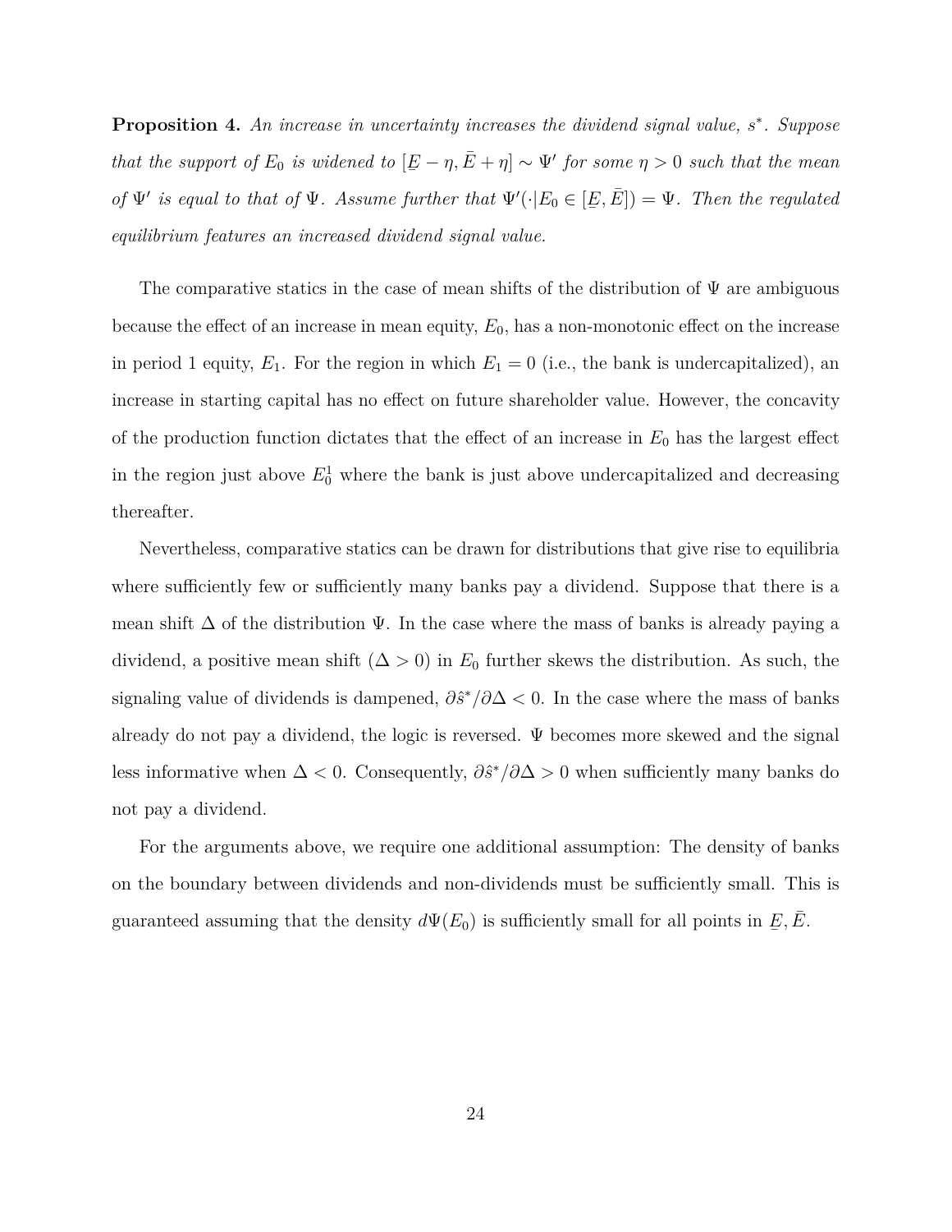**Proposition 4.** *An increase in uncertainty increases the dividend signal value, $s^*$. Suppose that the support of $E_0$ is widened to $[\underline{E} - \eta, \bar{E} + \eta] \sim \Psi'$ for some $\eta > 0$ such that the mean of $\Psi'$ is equal to that of $\Psi$. Assume further that $\Psi'(\cdot | E_0 \in [\underline{E}, \bar{E}]) = \Psi$. Then the regulated equilibrium features an increased dividend signal value.*

The comparative statics in the case of mean shifts of the distribution of $\Psi$ are ambiguous because the effect of an increase in mean equity, $E_0$, has a non-monotonic effect on the increase in period 1 equity, $E_1$. For the region in which $E_1 = 0$ (i.e., the bank is undercapitalized), an increase in starting capital has no effect on future shareholder value. However, the concavity of the production function dictates that the effect of an increase in $E_0$ has the largest effect in the region just above $E_0^1$ where the bank is just above undercapitalized and decreasing thereafter.

Nevertheless, comparative statics can be drawn for distributions that give rise to equilibria where sufficiently few or sufficiently many banks pay a dividend. Suppose that there is a mean shift $\Delta$ of the distribution $\Psi$. In the case where the mass of banks is already paying a dividend, a positive mean shift ($\Delta > 0$) in $E_0$ further skews the distribution. As such, the signaling value of dividends is dampened, $\partial \hat{s}^* / \partial \Delta < 0$. In the case where the mass of banks already do not pay a dividend, the logic is reversed. $\Psi$ becomes more skewed and the signal less informative when $\Delta < 0$. Consequently, $\partial \hat{s}^* / \partial \Delta > 0$ when sufficiently many banks do not pay a dividend.

For the arguments above, we require one additional assumption: The density of banks on the boundary between dividends and non-dividends must be sufficiently small. This is guaranteed assuming that the density $d\Psi(E_0)$ is sufficiently small for all points in $\underline{E}, \bar{E}$.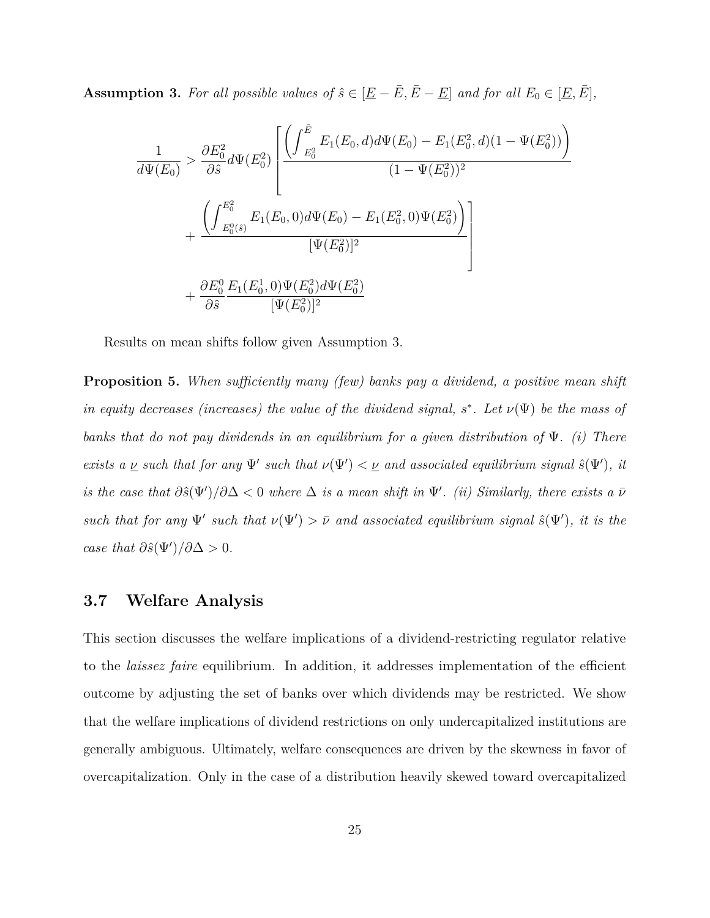**Assumption 3.** *For all possible values of $\hat{s} \in [\underline{E} - \bar{E}, \bar{E} - \underline{E}]$ and for all $E_0 \in [\underline{E}, \bar{E}]$,*

$$
\begin{aligned}
\frac{1}{d\Psi(E_0)} > \frac{\partial E_0^2}{\partial \hat{s}} d\Psi(E_0^2) & \left[ \frac{\left( \int_{E_0^2}^{\bar{E}} E_1(E_0, d) d\Psi(E_0) - E_1(E_0^2, d)(1 - \Psi(E_0^2)) \right)}{(1 - \Psi(E_0^2))^2} \right. \\
& \left. + \frac{\left( \int_{E_0^0(\hat{s})}^{E_0^2} E_1(E_0, 0) d\Psi(E_0) - E_1(E_0^2, 0)\Psi(E_0^2) \right)}{[\Psi(E_0^2)]^2} \right] \\
& + \frac{\partial E_0^0}{\partial \hat{s}} \frac{E_1(E_0^1, 0)\Psi(E_0^2) d\Psi(E_0^2)}{[\Psi(E_0^2)]^2}
\end{aligned}
$$

Results on mean shifts follow given Assumption 3.

**Proposition 5.** *When sufficiently many (few) banks pay a dividend, a positive mean shift in equity decreases (increases) the value of the dividend signal, $s^*$. Let $\nu(\Psi)$ be the mass of banks that do not pay dividends in an equilibrium for a given distribution of $\Psi$. (i) There exists a $\underline{\nu}$ such that for any $\Psi'$ such that $\nu(\Psi') < \underline{\nu}$ and associated equilibrium signal $\hat{s}(\Psi')$, it is the case that $\partial \hat{s}(\Psi')/\partial \Delta < 0$ where $\Delta$ is a mean shift in $\Psi'$. (ii) Similarly, there exists a $\bar{\nu}$ such that for any $\Psi'$ such that $\nu(\Psi') > \bar{\nu}$ and associated equilibrium signal $\hat{s}(\Psi')$, it is the case that $\partial \hat{s}(\Psi')/\partial \Delta > 0$.*

### 3.7 Welfare Analysis

This section discusses the welfare implications of a dividend-restricting regulator relative to the *laissez faire* equilibrium. In addition, it addresses implementation of the efficient outcome by adjusting the set of banks over which dividends may be restricted. We show that the welfare implications of dividend restrictions on only undercapitalized institutions are generally ambiguous. Ultimately, welfare consequences are driven by the skewness in favor of overcapitalization. Only in the case of a distribution heavily skewed toward overcapitalized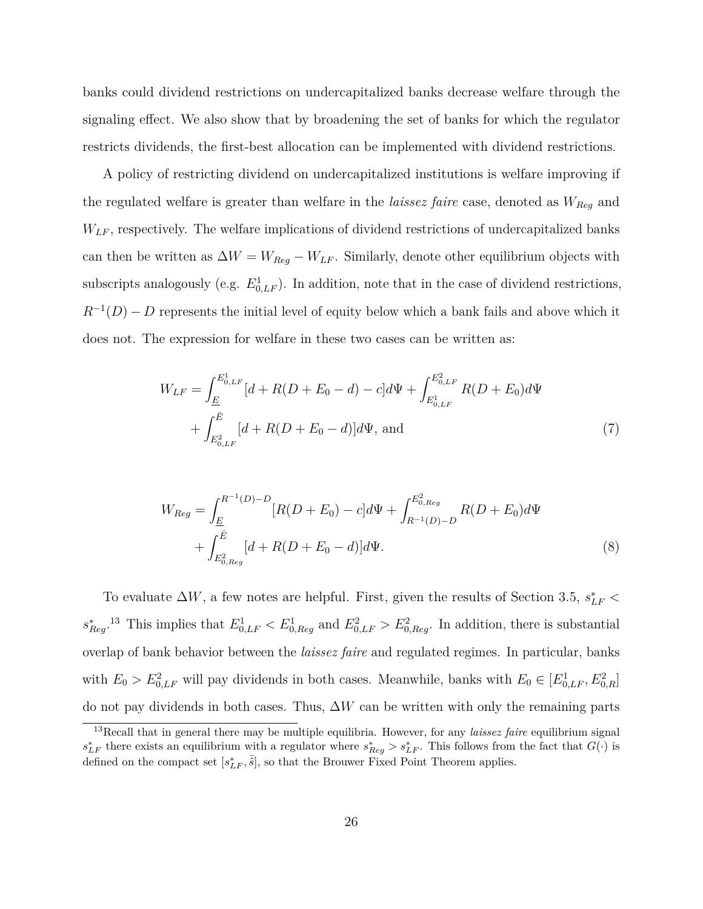banks could dividend restrictions on undercapitalized banks decrease welfare through the signaling effect. We also show that by broadening the set of banks for which the regulator restricts dividends, the first-best allocation can be implemented with dividend restrictions.

A policy of restricting dividend on undercapitalized institutions is welfare improving if the regulated welfare is greater than welfare in the *laissez faire* case, denoted as $W_{Reg}$ and $W_{LF}$, respectively. The welfare implications of dividend restrictions of undercapitalized banks can then be written as $\Delta W = W_{Reg} - W_{LF}$. Similarly, denote other equilibrium objects with subscripts analogously (e.g. $E^1_{0,LF}$). In addition, note that in the case of dividend restrictions, $R^{-1}(D) - D$ represents the initial level of equity below which a bank fails and above which it does not. The expression for welfare in these two cases can be written as:

$$W_{LF} = \int_{\underline{E}}^{E^1_{0,LF}} [d + R(D + E_0 - d) - c] d\Psi + \int_{E^1_{0,LF}}^{E^2_{0,LF}} R(D + E_0) d\Psi + \int_{E^2_{0,LF}}^{\bar{E}} [d + R(D + E_0 - d)] d\Psi, \text{ and} \tag{7}$$

$$W_{Reg} = \int_{\underline{E}}^{R^{-1}(D)-D} [R(D + E_0) - c] d\Psi + \int_{R^{-1}(D)-D}^{E^2_{0,Reg}} R(D + E_0) d\Psi + \int_{E^2_{0,Reg}}^{\bar{E}} [d + R(D + E_0 - d)] d\Psi. \tag{8}$$

To evaluate $\Delta W$, a few notes are helpful. First, given the results of Section 3.5, $s^*_{LF} < s^*_{Reg}$.[13] This implies that $E^1_{0,LF} < E^1_{0,Reg}$ and $E^2_{0,LF} > E^2_{0,Reg}$. In addition, there is substantial overlap of bank behavior between the *laissez faire* and regulated regimes. In particular, banks with $E_0 > E^2_{0,LF}$ will pay dividends in both cases. Meanwhile, banks with $E_0 \in [E^1_{0,LF}, E^2_{0,R}]$ do not pay dividends in both cases. Thus, $\Delta W$ can be written with only the remaining parts

[13] Recall that in general there may be multiple equilibria. However, for any *laissez faire* equilibrium signal $s^*_{LF}$ there exists an equilibrium with a regulator where $s^*_{Reg} > s^*_{LF}$. This follows from the fact that $G(\cdot)$ is defined on the compact set $[s^*_{LF}, \bar{\hat{s}}]$, so that the Brouwer Fixed Point Theorem applies.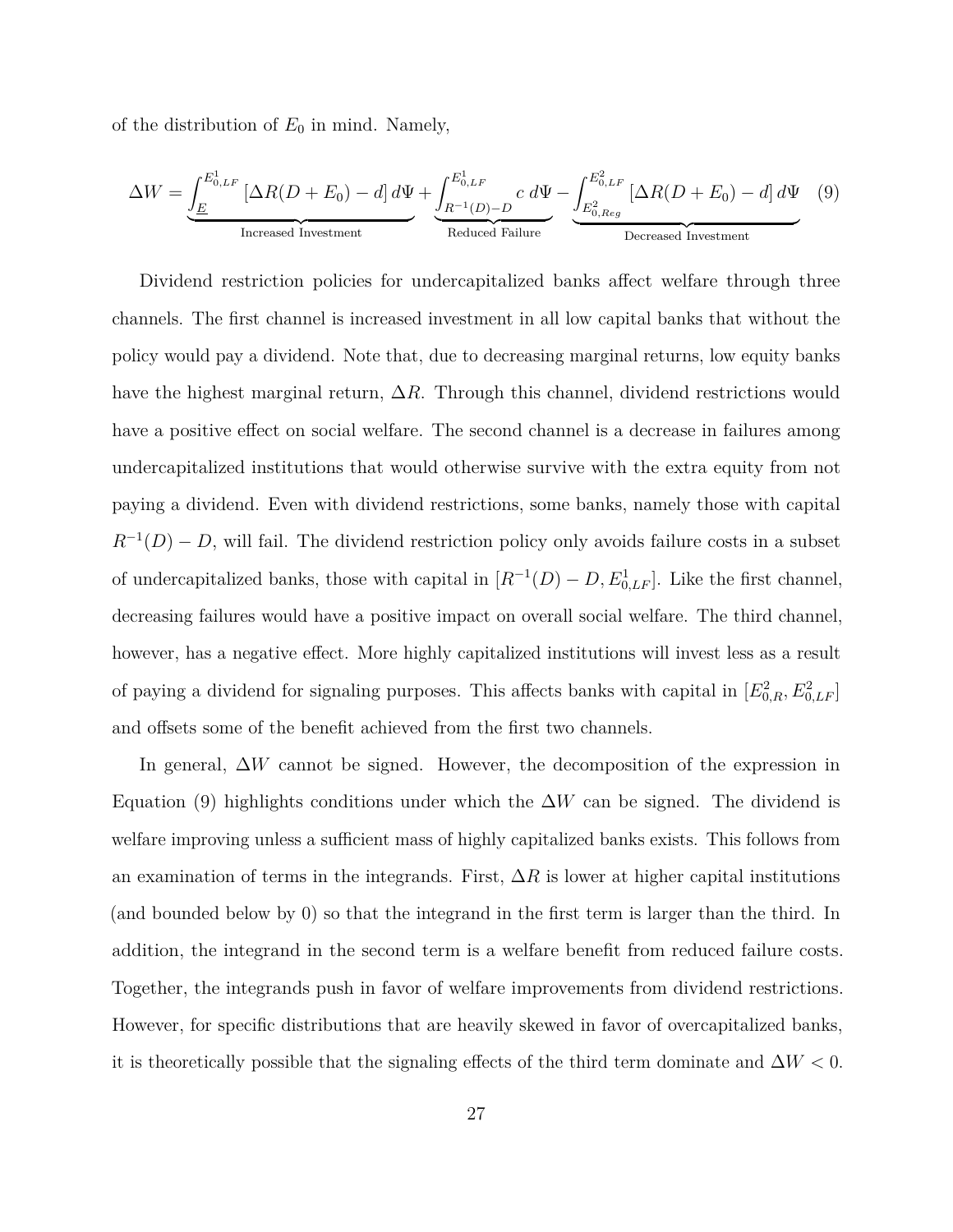of the distribution of $E_0$ in mind. Namely,

$$\Delta W = \underbrace{\int_{\underline{E}}^{E^1_{0,LF}} [\Delta R(D + E_0) - d] \, d\Psi}_{\text{Increased Investment}} + \underbrace{\int_{R^{-1}(D)-D}^{E^1_{0,LF}} c \, d\Psi}_{\text{Reduced Failure}} - \underbrace{\int_{E^2_{0,Reg}}^{E^2_{0,LF}} [\Delta R(D + E_0) - d] \, d\Psi}_{\text{Decreased Investment}} \quad (9)$$

Dividend restriction policies for undercapitalized banks affect welfare through three channels. The first channel is increased investment in all low capital banks that without the policy would pay a dividend. Note that, due to decreasing marginal returns, low equity banks have the highest marginal return, $\Delta R$. Through this channel, dividend restrictions would have a positive effect on social welfare. The second channel is a decrease in failures among undercapitalized institutions that would otherwise survive with the extra equity from not paying a dividend. Even with dividend restrictions, some banks, namely those with capital $R^{-1}(D) - D$, will fail. The dividend restriction policy only avoids failure costs in a subset of undercapitalized banks, those with capital in $[R^{-1}(D) - D, E^1_{0,LF}]$. Like the first channel, decreasing failures would have a positive impact on overall social welfare. The third channel, however, has a negative effect. More highly capitalized institutions will invest less as a result of paying a dividend for signaling purposes. This affects banks with capital in $[E^2_{0,R}, E^2_{0,LF}]$ and offsets some of the benefit achieved from the first two channels.

In general, $\Delta W$ cannot be signed. However, the decomposition of the expression in Equation (9) highlights conditions under which the $\Delta W$ can be signed. The dividend is welfare improving unless a sufficient mass of highly capitalized banks exists. This follows from an examination of terms in the integrands. First, $\Delta R$ is lower at higher capital institutions (and bounded below by 0) so that the integrand in the first term is larger than the third. In addition, the integrand in the second term is a welfare benefit from reduced failure costs. Together, the integrands push in favor of welfare improvements from dividend restrictions. However, for specific distributions that are heavily skewed in favor of overcapitalized banks, it is theoretically possible that the signaling effects of the third term dominate and $\Delta W < 0$.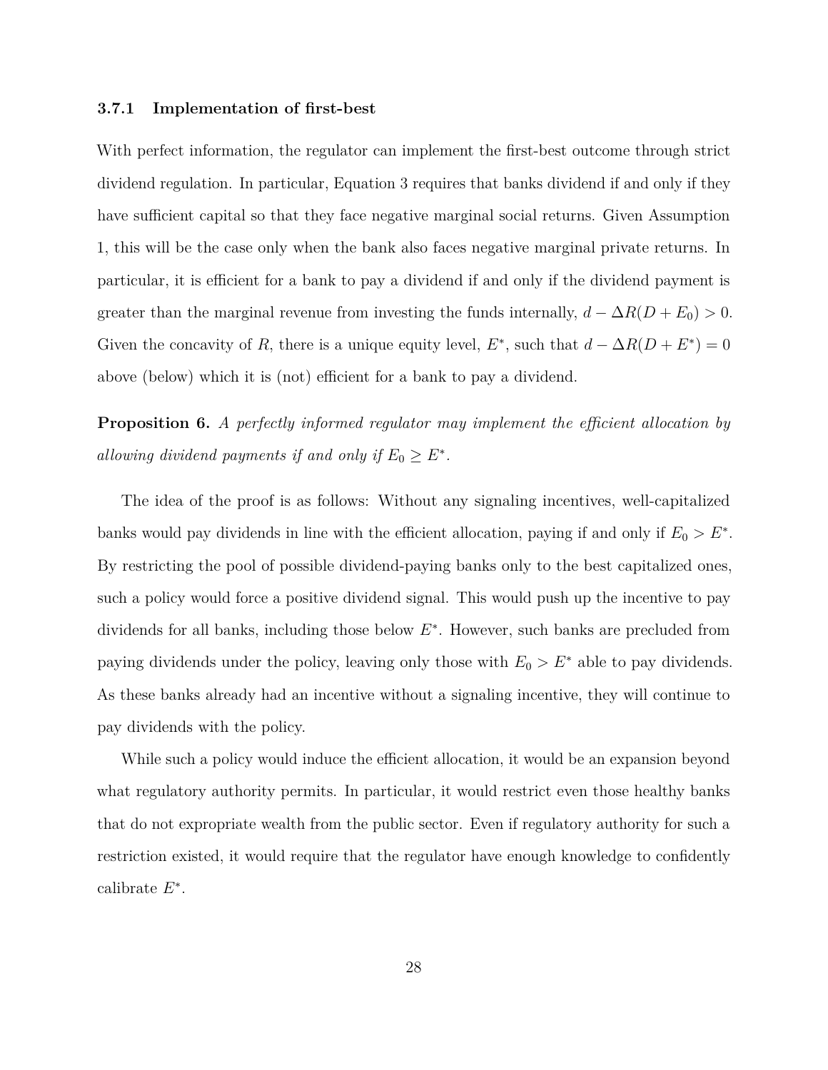### 3.7.1 Implementation of first-best

With perfect information, the regulator can implement the first-best outcome through strict dividend regulation. In particular, Equation 3 requires that banks dividend if and only if they have sufficient capital so that they face negative marginal social returns. Given Assumption 1, this will be the case only when the bank also faces negative marginal private returns. In particular, it is efficient for a bank to pay a dividend if and only if the dividend payment is greater than the marginal revenue from investing the funds internally, $d - \Delta R(D + E_0) > 0$. Given the concavity of $R$, there is a unique equity level, $E^*$, such that $d - \Delta R(D + E^*) = 0$ above (below) which it is (not) efficient for a bank to pay a dividend.

**Proposition 6.** *A perfectly informed regulator may implement the efficient allocation by allowing dividend payments if and only if $E_0 \geq E^*$.*

The idea of the proof is as follows: Without any signaling incentives, well-capitalized banks would pay dividends in line with the efficient allocation, paying if and only if $E_0 > E^*$. By restricting the pool of possible dividend-paying banks only to the best capitalized ones, such a policy would force a positive dividend signal. This would push up the incentive to pay dividends for all banks, including those below $E^*$. However, such banks are precluded from paying dividends under the policy, leaving only those with $E_0 > E^*$ able to pay dividends. As these banks already had an incentive without a signaling incentive, they will continue to pay dividends with the policy.

While such a policy would induce the efficient allocation, it would be an expansion beyond what regulatory authority permits. In particular, it would restrict even those healthy banks that do not expropriate wealth from the public sector. Even if regulatory authority for such a restriction existed, it would require that the regulator have enough knowledge to confidently calibrate $E^*$.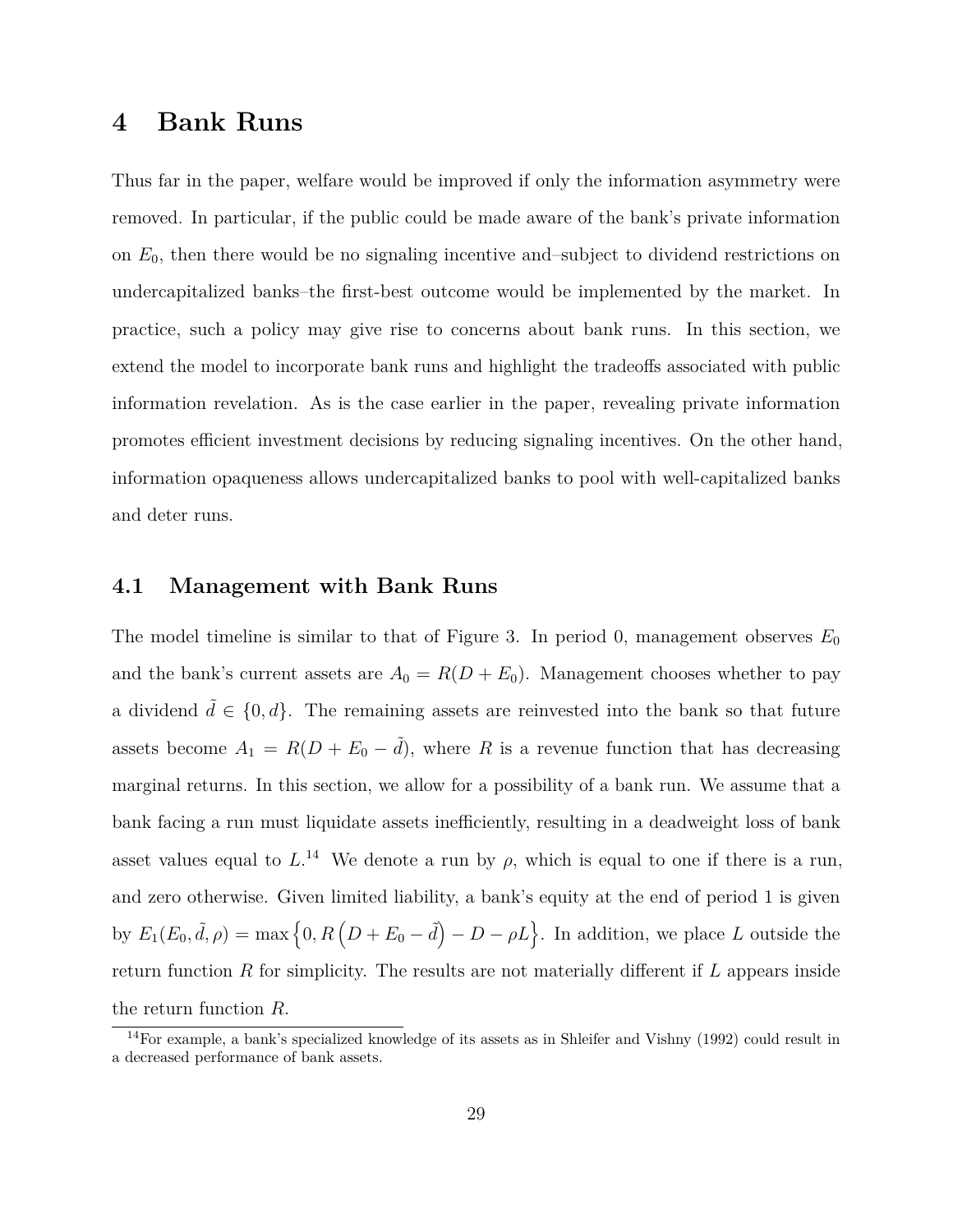# 4 Bank Runs

Thus far in the paper, welfare would be improved if only the information asymmetry were removed. In particular, if the public could be made aware of the bank's private information on $E_0$, then there would be no signaling incentive and–subject to dividend restrictions on undercapitalized banks–the first-best outcome would be implemented by the market. In practice, such a policy may give rise to concerns about bank runs. In this section, we extend the model to incorporate bank runs and highlight the tradeoffs associated with public information revelation. As is the case earlier in the paper, revealing private information promotes efficient investment decisions by reducing signaling incentives. On the other hand, information opaqueness allows undercapitalized banks to pool with well-capitalized banks and deter runs.

## 4.1 Management with Bank Runs

The model timeline is similar to that of Figure 3. In period 0, management observes $E_0$ and the bank's current assets are $A_0 = R(D + E_0)$. Management chooses whether to pay a dividend $\tilde{d} \in \{0, d\}$. The remaining assets are reinvested into the bank so that future assets become $A_1 = R(D + E_0 - \tilde{d})$, where $R$ is a revenue function that has decreasing marginal returns. In this section, we allow for a possibility of a bank run. We assume that a bank facing a run must liquidate assets inefficiently, resulting in a deadweight loss of bank asset values equal to $L$.[14] We denote a run by $\rho$, which is equal to one if there is a run, and zero otherwise. Given limited liability, a bank's equity at the end of period 1 is given by $E_1(E_0, \tilde{d}, \rho) = \max\left\{0, R\left(D + E_0 - \tilde{d}\right) - D - \rho L\right\}$. In addition, we place $L$ outside the return function $R$ for simplicity. The results are not materially different if $L$ appears inside the return function $R$.

[14] For example, a bank's specialized knowledge of its assets as in Shleifer and Vishny (1992) could result in a decreased performance of bank assets.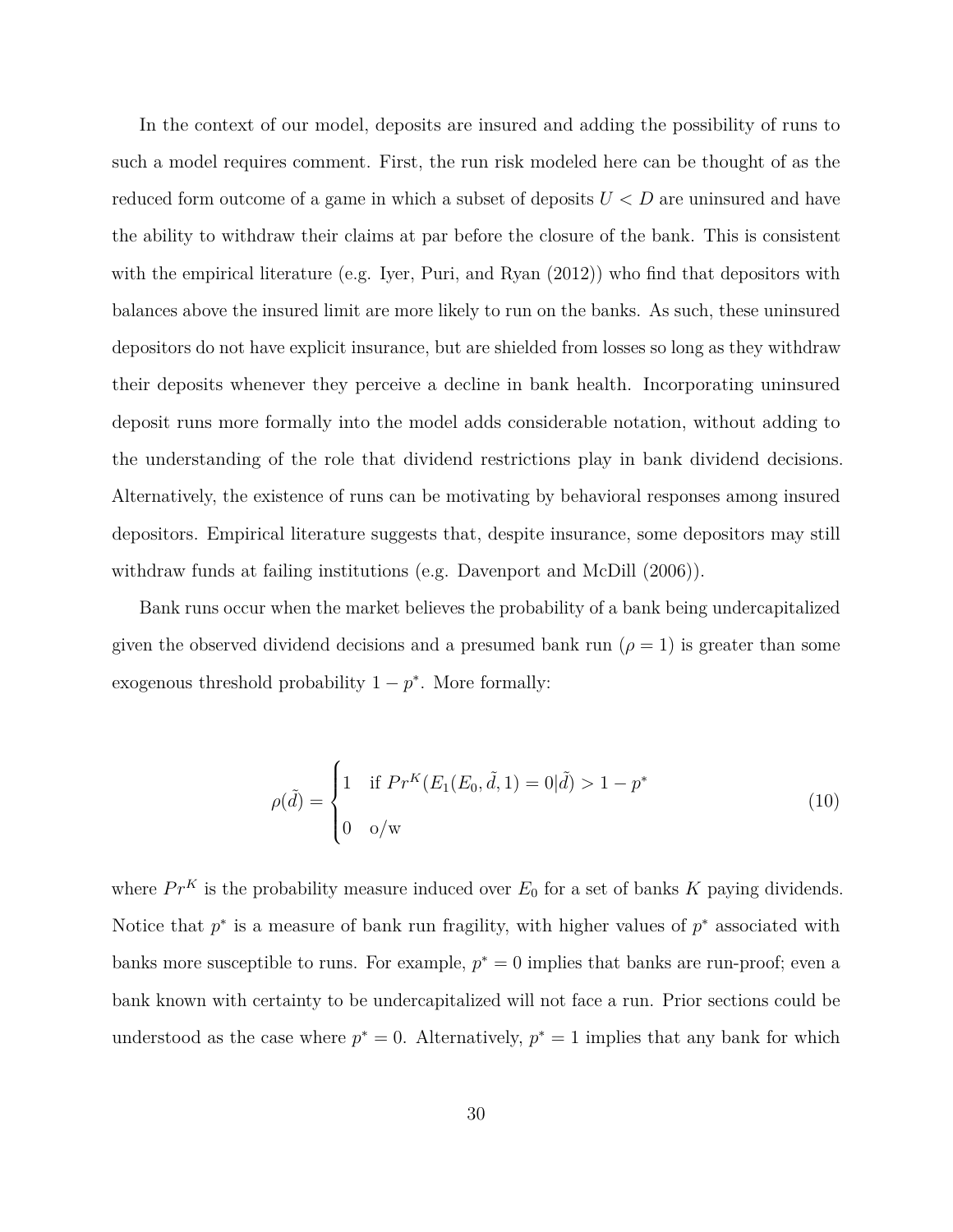In the context of our model, deposits are insured and adding the possibility of runs to such a model requires comment. First, the run risk modeled here can be thought of as the reduced form outcome of a game in which a subset of deposits $U < D$ are uninsured and have the ability to withdraw their claims at par before the closure of the bank. This is consistent with the empirical literature (e.g. Iyer, Puri, and Ryan (2012)) who find that depositors with balances above the insured limit are more likely to run on the banks. As such, these uninsured depositors do not have explicit insurance, but are shielded from losses so long as they withdraw their deposits whenever they perceive a decline in bank health. Incorporating uninsured deposit runs more formally into the model adds considerable notation, without adding to the understanding of the role that dividend restrictions play in bank dividend decisions. Alternatively, the existence of runs can be motivating by behavioral responses among insured depositors. Empirical literature suggests that, despite insurance, some depositors may still withdraw funds at failing institutions (e.g. Davenport and McDill (2006)).

Bank runs occur when the market believes the probability of a bank being undercapitalized given the observed dividend decisions and a presumed bank run ($\rho = 1$) is greater than some exogenous threshold probability $1 - p^*$. More formally:

$$
\rho(\tilde{d}) = \begin{cases} 1 & \text{if } Pr^K(E_1(E_0, \tilde{d}, 1) = 0|\tilde{d}) > 1 - p^* \\ 0 & \text{o/w} \end{cases} \tag{10}
$$

where $Pr^K$ is the probability measure induced over $E_0$ for a set of banks $K$ paying dividends. Notice that $p^*$ is a measure of bank run fragility, with higher values of $p^*$ associated with banks more susceptible to runs. For example, $p^* = 0$ implies that banks are run-proof; even a bank known with certainty to be undercapitalized will not face a run. Prior sections could be understood as the case where $p^* = 0$. Alternatively, $p^* = 1$ implies that any bank for which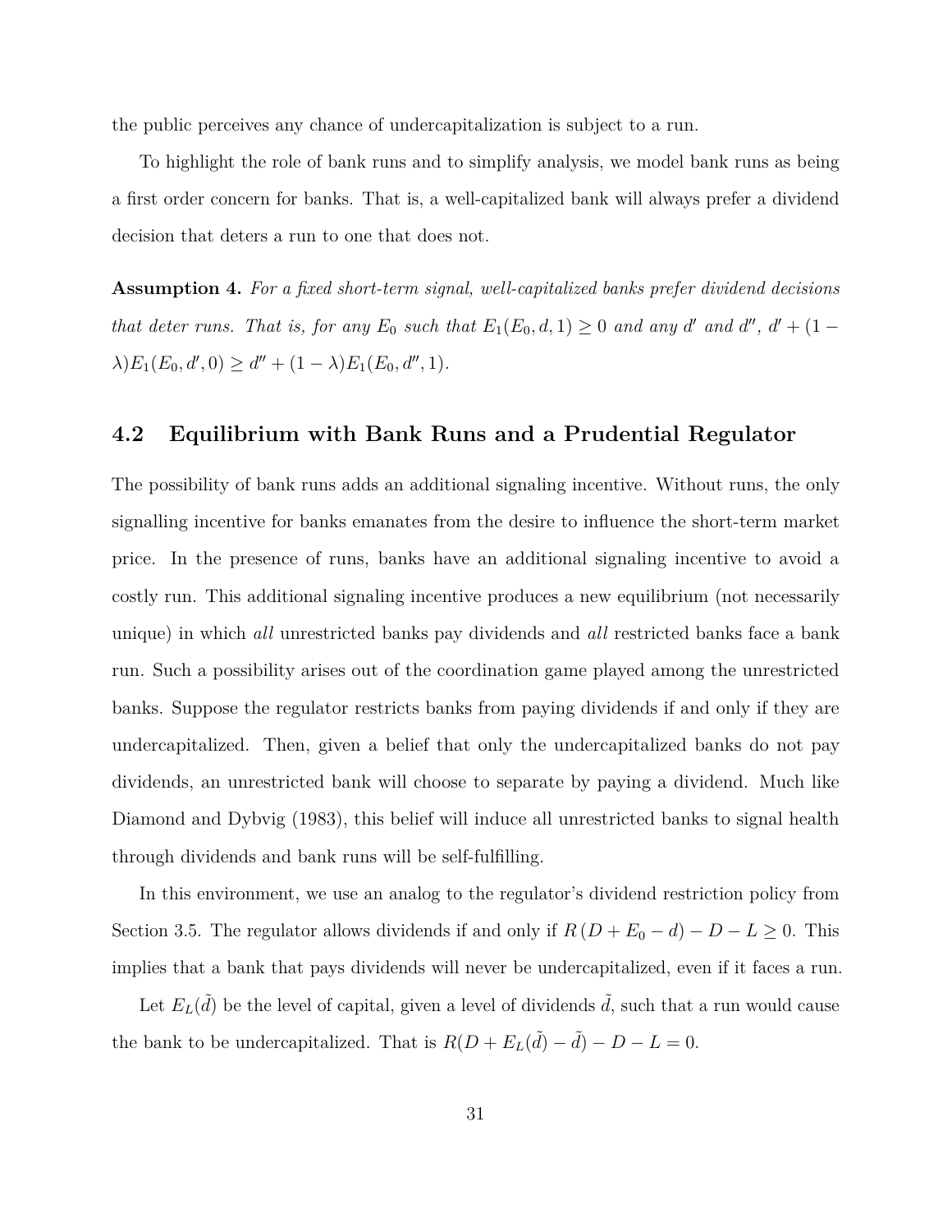the public perceives any chance of undercapitalization is subject to a run.

To highlight the role of bank runs and to simplify analysis, we model bank runs as being a first order concern for banks. That is, a well-capitalized bank will always prefer a dividend decision that deters a run to one that does not.

**Assumption 4.** *For a fixed short-term signal, well-capitalized banks prefer dividend decisions that deter runs. That is, for any $E_0$ such that $E_1(E_0, d, 1) \geq 0$ and any $d'$ and $d''$, $d' + (1 - \lambda)E_1(E_0, d', 0) \geq d'' + (1 - \lambda)E_1(E_0, d'', 1)$.*

## 4.2 Equilibrium with Bank Runs and a Prudential Regulator

The possibility of bank runs adds an additional signaling incentive. Without runs, the only signalling incentive for banks emanates from the desire to influence the short-term market price. In the presence of runs, banks have an additional signaling incentive to avoid a costly run. This additional signaling incentive produces a new equilibrium (not necessarily unique) in which *all* unrestricted banks pay dividends and *all* restricted banks face a bank run. Such a possibility arises out of the coordination game played among the unrestricted banks. Suppose the regulator restricts banks from paying dividends if and only if they are undercapitalized. Then, given a belief that only the undercapitalized banks do not pay dividends, an unrestricted bank will choose to separate by paying a dividend. Much like Diamond and Dybvig (1983), this belief will induce all unrestricted banks to signal health through dividends and bank runs will be self-fulfilling.

In this environment, we use an analog to the regulator's dividend restriction policy from Section 3.5. The regulator allows dividends if and only if $R(D + E_0 - d) - D - L \geq 0$. This implies that a bank that pays dividends will never be undercapitalized, even if it faces a run.

Let $E_L(\tilde{d})$ be the level of capital, given a level of dividends $\tilde{d}$, such that a run would cause the bank to be undercapitalized. That is $R(D + E_L(\tilde{d}) - \tilde{d}) - D - L = 0$.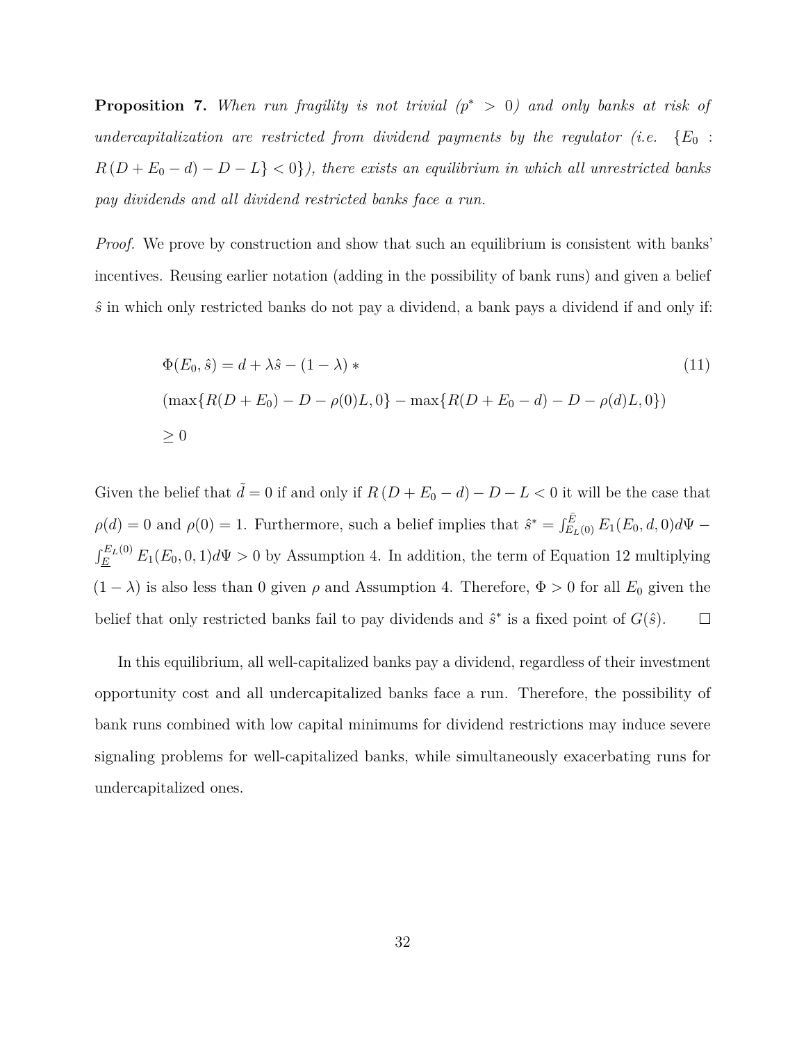**Proposition 7.** *When run fragility is not trivial ($p^* > 0$) and only banks at risk of undercapitalization are restricted from dividend payments by the regulator (i.e. $\{E_0 : R(D + E_0 - d) - D - L\} < 0\}$), there exists an equilibrium in which all unrestricted banks pay dividends and all dividend restricted banks face a run.*

*Proof.* We prove by construction and show that such an equilibrium is consistent with banks' incentives. Reusing earlier notation (adding in the possibility of bank runs) and given a belief $\hat{s}$ in which only restricted banks do not pay a dividend, a bank pays a dividend if and only if:

$$
\begin{aligned}
&\Phi(E_0, \hat{s}) = d + \lambda \hat{s} - (1 - \lambda) * \\
&(\max\{R(D + E_0) - D - \rho(0)L, 0\} - \max\{R(D + E_0 - d) - D - \rho(d)L, 0\}) \\
&\geq 0
\end{aligned}
\tag{11}
$$

Given the belief that $\tilde{d} = 0$ if and only if $R(D + E_0 - d) - D - L < 0$ it will be the case that $\rho(d) = 0$ and $\rho(0) = 1$. Furthermore, such a belief implies that $\hat{s}^* = \int_{E_L(0)}^{\bar{E}} E_1(E_0, d, 0) d\Psi - \int_{\underline{E}}^{E_L(0)} E_1(E_0, 0, 1) d\Psi > 0$ by Assumption 4. In addition, the term of Equation 12 multiplying $(1 - \lambda)$ is also less than 0 given $\rho$ and Assumption 4. Therefore, $\Phi > 0$ for all $E_0$ given the belief that only restricted banks fail to pay dividends and $\hat{s}^*$ is a fixed point of $G(\hat{s})$. $\square$

In this equilibrium, all well-capitalized banks pay a dividend, regardless of their investment opportunity cost and all undercapitalized banks face a run. Therefore, the possibility of bank runs combined with low capital minimums for dividend restrictions may induce severe signaling problems for well-capitalized banks, while simultaneously exacerbating runs for undercapitalized ones.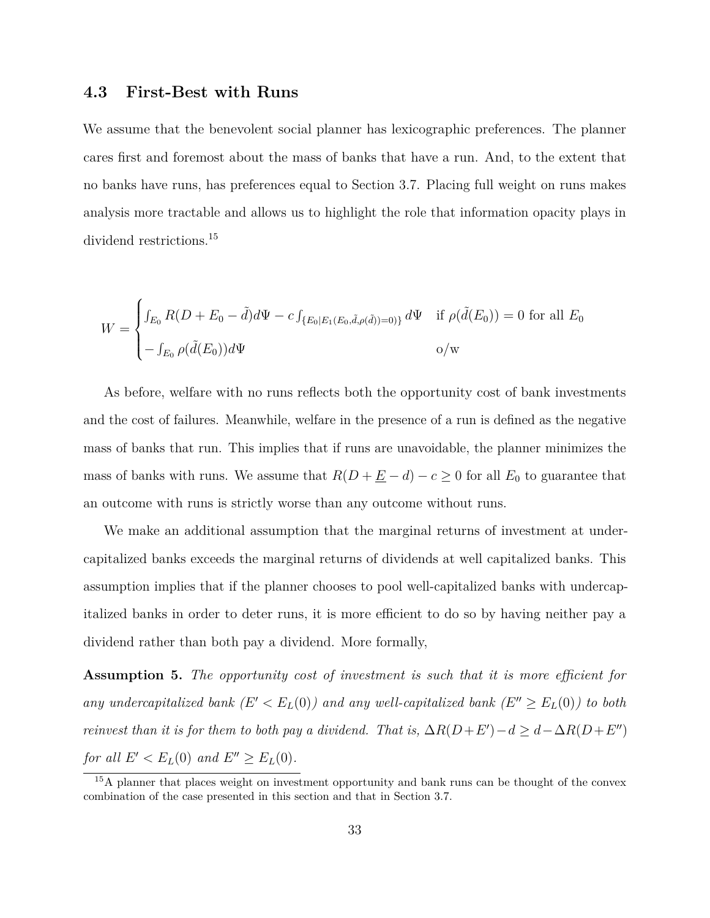### 4.3 First-Best with Runs

We assume that the benevolent social planner has lexicographic preferences. The planner cares first and foremost about the mass of banks that have a run. And, to the extent that no banks have runs, has preferences equal to Section 3.7. Placing full weight on runs makes analysis more tractable and allows us to highlight the role that information opacity plays in dividend restrictions.[15]

$$
W = \begin{cases} \int_{E_0} R(D + E_0 - \tilde{d}) d\Psi - c \int_{\{E_0 | E_1(E_0, \tilde{d}, \rho(\tilde{d}))=0)\}} d\Psi & \text{if } \rho(\tilde{d}(E_0)) = 0 \text{ for all } E_0 \\ -\int_{E_0} \rho(\tilde{d}(E_0)) d\Psi & \text{o/w} \end{cases}
$$

As before, welfare with no runs reflects both the opportunity cost of bank investments and the cost of failures. Meanwhile, welfare in the presence of a run is defined as the negative mass of banks that run. This implies that if runs are unavoidable, the planner minimizes the mass of banks with runs. We assume that $R(D + \underline{E} - d) - c \geq 0$ for all $E_0$ to guarantee that an outcome with runs is strictly worse than any outcome without runs.

We make an additional assumption that the marginal returns of investment at undercapitalized banks exceeds the marginal returns of dividends at well capitalized banks. This assumption implies that if the planner chooses to pool well-capitalized banks with undercapitalized banks in order to deter runs, it is more efficient to do so by having neither pay a dividend rather than both pay a dividend. More formally,

**Assumption 5.** *The opportunity cost of investment is such that it is more efficient for any undercapitalized bank ($E' < E_L(0)$) and any well-capitalized bank ($E'' \geq E_L(0)$) to both reinvest than it is for them to both pay a dividend. That is, $\Delta R(D + E') - d \geq d - \Delta R(D + E'')$ for all $E' < E_L(0)$ and $E'' \geq E_L(0)$.*

[15] A planner that places weight on investment opportunity and bank runs can be thought of the convex combination of the case presented in this section and that in Section 3.7.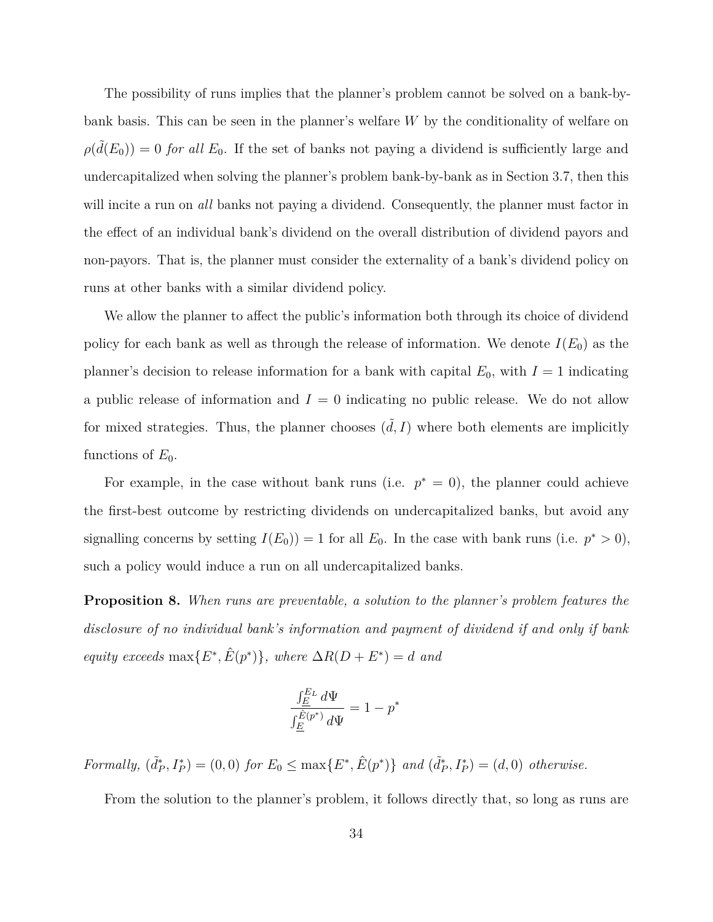The possibility of runs implies that the planner's problem cannot be solved on a bank-by-bank basis. This can be seen in the planner's welfare $W$ by the conditionality of welfare on $\rho(\tilde{d}(E_0)) = 0$ *for all* $E_0$. If the set of banks not paying a dividend is sufficiently large and undercapitalized when solving the planner's problem bank-by-bank as in Section 3.7, then this will incite a run on *all* banks not paying a dividend. Consequently, the planner must factor in the effect of an individual bank's dividend on the overall distribution of dividend payors and non-payors. That is, the planner must consider the externality of a bank's dividend policy on runs at other banks with a similar dividend policy.

We allow the planner to affect the public's information both through its choice of dividend policy for each bank as well as through the release of information. We denote $I(E_0)$ as the planner's decision to release information for a bank with capital $E_0$, with $I = 1$ indicating a public release of information and $I = 0$ indicating no public release. We do not allow for mixed strategies. Thus, the planner chooses $(\tilde{d}, I)$ where both elements are implicitly functions of $E_0$.

For example, in the case without bank runs (i.e. $p^* = 0$), the planner could achieve the first-best outcome by restricting dividends on undercapitalized banks, but avoid any signalling concerns by setting $I(E_0)) = 1$ for all $E_0$. In the case with bank runs (i.e. $p^* > 0$), such a policy would induce a run on all undercapitalized banks.

**Proposition 8.** *When runs are preventable, a solution to the planner's problem features the disclosure of no individual bank's information and payment of dividend if and only if bank equity exceeds* $\max\{E^*, \hat{E}(p^*)\}$*, where* $\Delta R(D + E^*) = d$ *and*

$$\frac{\int_{\underline{E}}^{E_L} d\Psi}{\int_{\underline{E}}^{\hat{E}(p^*)} d\Psi} = 1 - p^*$$

*Formally,* $(\tilde{d}_P^*, I_P^*) = (0, 0)$ *for* $E_0 \leq \max\{E^*, \hat{E}(p^*)\}$ *and* $(\tilde{d}_P^*, I_P^*) = (d, 0)$ *otherwise.*

From the solution to the planner's problem, it follows directly that, so long as runs are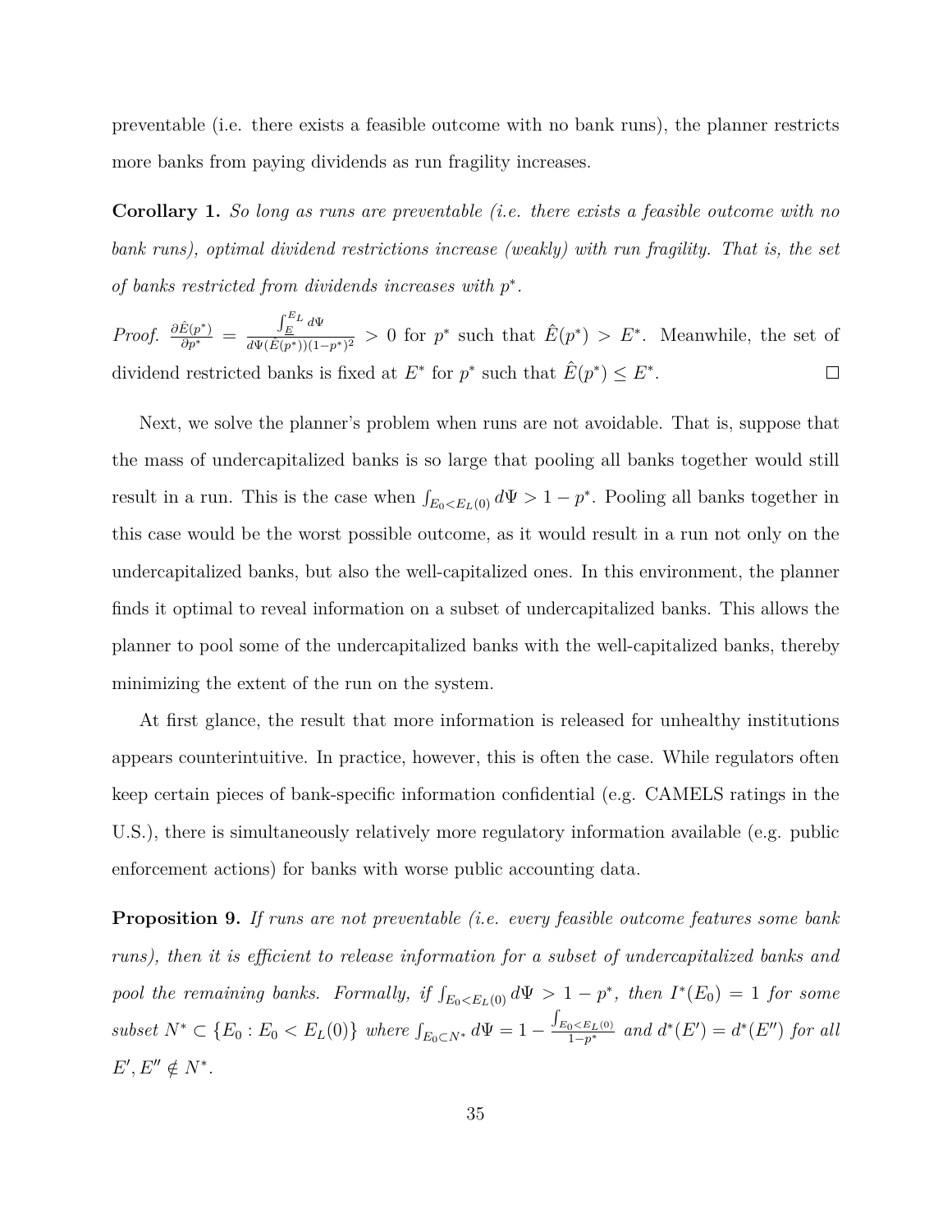preventable (i.e. there exists a feasible outcome with no bank runs), the planner restricts more banks from paying dividends as run fragility increases.

**Corollary 1.** *So long as runs are preventable (i.e. there exists a feasible outcome with no bank runs), optimal dividend restrictions increase (weakly) with run fragility. That is, the set of banks restricted from dividends increases with $p^*$.*

*Proof.* $\frac{\partial \hat{E}(p^*)}{\partial p^*} = \frac{\int_{\underline{E}}^{E_L} d\Psi}{d\Psi(\hat{E}(p^*))(1-p^*)^2} > 0$ for $p^*$ such that $\hat{E}(p^*) > E^*$. Meanwhile, the set of dividend restricted banks is fixed at $E^*$ for $p^*$ such that $\hat{E}(p^*) \leq E^*$. $\square$

Next, we solve the planner's problem when runs are not avoidable. That is, suppose that the mass of undercapitalized banks is so large that pooling all banks together would still result in a run. This is the case when $\int_{E_0 < E_L(0)} d\Psi > 1 - p^*$. Pooling all banks together in this case would be the worst possible outcome, as it would result in a run not only on the undercapitalized banks, but also the well-capitalized ones. In this environment, the planner finds it optimal to reveal information on a subset of undercapitalized banks. This allows the planner to pool some of the undercapitalized banks with the well-capitalized banks, thereby minimizing the extent of the run on the system.

At first glance, the result that more information is released for unhealthy institutions appears counterintuitive. In practice, however, this is often the case. While regulators often keep certain pieces of bank-specific information confidential (e.g. CAMELS ratings in the U.S.), there is simultaneously relatively more regulatory information available (e.g. public enforcement actions) for banks with worse public accounting data.

**Proposition 9.** *If runs are not preventable (i.e. every feasible outcome features some bank runs), then it is efficient to release information for a subset of undercapitalized banks and pool the remaining banks. Formally, if $\int_{E_0 < E_L(0)} d\Psi > 1 - p^*$, then $I^*(E_0) = 1$ for some subset $N^* \subset \{E_0 : E_0 < E_L(0)\}$ where $\int_{E_0 \subset N^*} d\Psi = 1 - \frac{\int_{E_0 < E_L(0)}}{1-p^*}$ and $d^*(E') = d^*(E'')$ for all $E', E'' \notin N^*$.*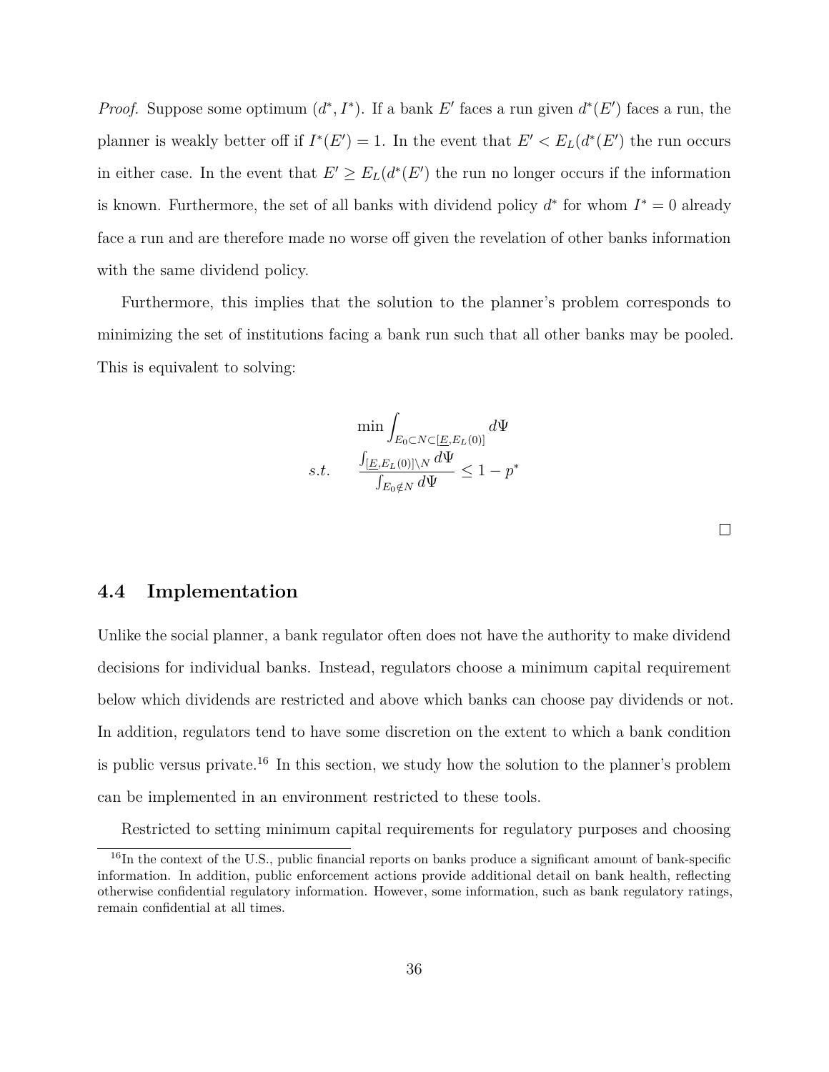*Proof.* Suppose some optimum $(d^*, I^*)$. If a bank $E'$ faces a run given $d^*(E')$ faces a run, the planner is weakly better off if $I^*(E') = 1$. In the event that $E' < E_L(d^*(E')$ the run occurs in either case. In the event that $E' \geq E_L(d^*(E')$ the run no longer occurs if the information is known. Furthermore, the set of all banks with dividend policy $d^*$ for whom $I^* = 0$ already face a run and are therefore made no worse off given the revelation of other banks information with the same dividend policy.

Furthermore, this implies that the solution to the planner's problem corresponds to minimizing the set of institutions facing a bank run such that all other banks may be pooled. This is equivalent to solving:

$$
\begin{aligned}
&\min \int_{E_0 \subset N \subset [\underline{E}, E_L(0)]} d\Psi \\
s.t. \qquad &\frac{\int_{[\underline{E}, E_L(0)] \setminus N} d\Psi}{\int_{E_0 \notin N} d\Psi} \leq 1 - p^*
\end{aligned}
$$

□

## 4.4 Implementation

Unlike the social planner, a bank regulator often does not have the authority to make dividend decisions for individual banks. Instead, regulators choose a minimum capital requirement below which dividends are restricted and above which banks can choose pay dividends or not. In addition, regulators tend to have some discretion on the extent to which a bank condition is public versus private.[16] In this section, we study how the solution to the planner's problem can be implemented in an environment restricted to these tools.

Restricted to setting minimum capital requirements for regulatory purposes and choosing

[16] In the context of the U.S., public financial reports on banks produce a significant amount of bank-specific information. In addition, public enforcement actions provide additional detail on bank health, reflecting otherwise confidential regulatory information. However, some information, such as bank regulatory ratings, remain confidential at all times.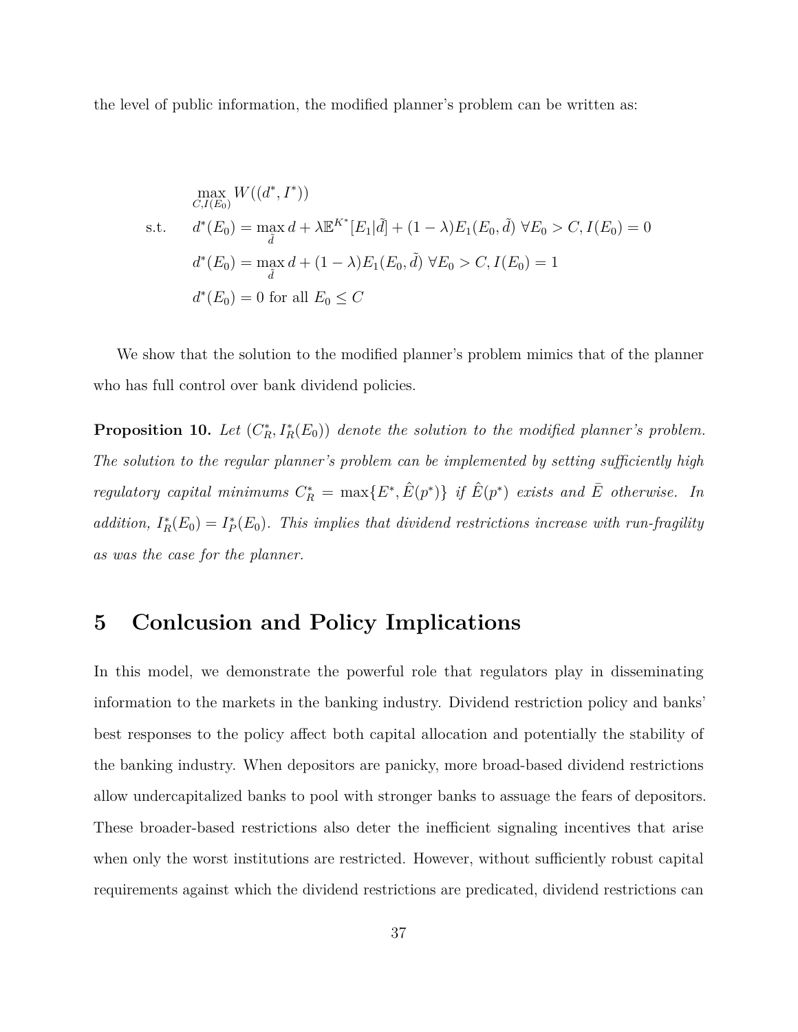the level of public information, the modified planner's problem can be written as:

$$
\begin{aligned}
&\max_{C, I(E_0)} W((d^*, I^*)) \\
\text{s.t.} \quad & d^*(E_0) = \max_{\tilde{d}} d + \lambda \mathbb{E}^{K^*}[E_1|\tilde{d}] + (1-\lambda) E_1(E_0, \tilde{d}) \ \forall E_0 > C, I(E_0) = 0 \\
& d^*(E_0) = \max_{\tilde{d}} d + (1-\lambda) E_1(E_0, \tilde{d}) \ \forall E_0 > C, I(E_0) = 1 \\
& d^*(E_0) = 0 \text{ for all } E_0 \leq C
\end{aligned}
$$

We show that the solution to the modified planner's problem mimics that of the planner who has full control over bank dividend policies.

**Proposition 10.** *Let $(C_R^*, I_R^*(E_0))$ denote the solution to the modified planner's problem. The solution to the regular planner's problem can be implemented by setting sufficiently high regulatory capital minimums $C_R^* = \max\{E^*, \hat{E}(p^*)\}$ if $\hat{E}(p^*)$ exists and $\bar{E}$ otherwise. In addition, $I_R^*(E_0) = I_P^*(E_0)$. This implies that dividend restrictions increase with run-fragility as was the case for the planner.*

# 5 Conlcusion and Policy Implications

In this model, we demonstrate the powerful role that regulators play in disseminating information to the markets in the banking industry. Dividend restriction policy and banks' best responses to the policy affect both capital allocation and potentially the stability of the banking industry. When depositors are panicky, more broad-based dividend restrictions allow undercapitalized banks to pool with stronger banks to assuage the fears of depositors. These broader-based restrictions also deter the inefficient signaling incentives that arise when only the worst institutions are restricted. However, without sufficiently robust capital requirements against which the dividend restrictions are predicated, dividend restrictions can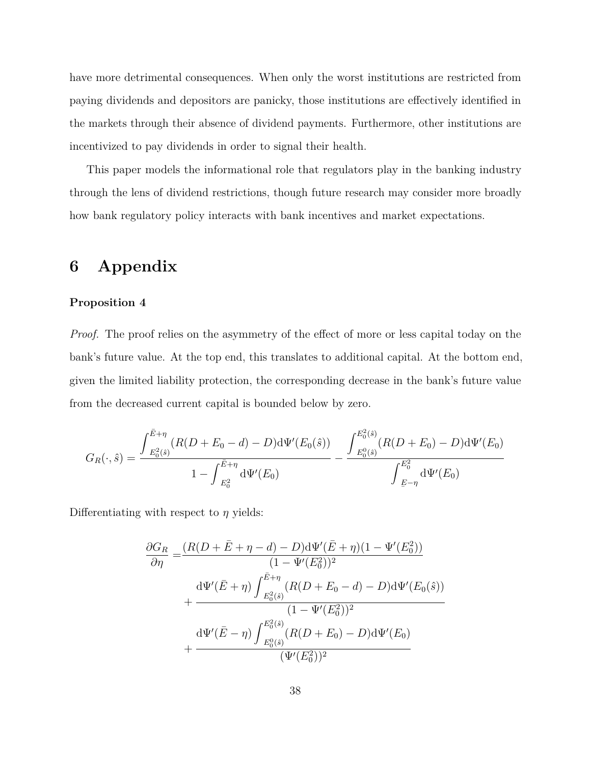have more detrimental consequences. When only the worst institutions are restricted from paying dividends and depositors are panicky, those institutions are effectively identified in the markets through their absence of dividend payments. Furthermore, other institutions are incentivized to pay dividends in order to signal their health.

This paper models the informational role that regulators play in the banking industry through the lens of dividend restrictions, though future research may consider more broadly how bank regulatory policy interacts with bank incentives and market expectations.

# 6 Appendix

**Proposition 4**

*Proof.* The proof relies on the asymmetry of the effect of more or less capital today on the bank's future value. At the top end, this translates to additional capital. At the bottom end, given the limited liability protection, the corresponding decrease in the bank's future value from the decreased current capital is bounded below by zero.

$$G_R(\cdot, \hat{s}) = \frac{\int_{E_0^2(\hat{s})}^{\bar{E}+\eta} (R(D + E_0 - d) - D) \mathrm{d}\Psi'(E_0(\hat{s}))}{1 - \int_{E_0^2}^{\bar{E}+\eta} \mathrm{d}\Psi'(E_0)} - \frac{\int_{E_0^0(\hat{s})}^{E_0^2(\hat{s})} (R(D + E_0) - D) \mathrm{d}\Psi'(E_0)}{\int_{\underline{E}-\eta}^{E_0^2} \mathrm{d}\Psi'(E_0)}$$

Differentiating with respect to $\eta$ yields:

$$\begin{aligned}
\frac{\partial G_R}{\partial \eta} =& \frac{(R(D + \bar{E} + \eta - d) - D)\mathrm{d}\Psi'(\bar{E} + \eta)(1 - \Psi'(E_0^2))}{(1 - \Psi'(E_0^2))^2} \\
&+ \frac{\mathrm{d}\Psi'(\bar{E} + \eta) \int_{E_0^2(\hat{s})}^{\bar{E}+\eta} (R(D + E_0 - d) - D) \mathrm{d}\Psi'(E_0(\hat{s}))}{(1 - \Psi'(E_0^2))^2} \\
&+ \frac{\mathrm{d}\Psi'(\bar{E} - \eta) \int_{E_0^0(\hat{s})}^{E_0^2(\hat{s})} (R(D + E_0) - D) \mathrm{d}\Psi'(E_0)}{(\Psi'(E_0^2))^2}
\end{aligned}$$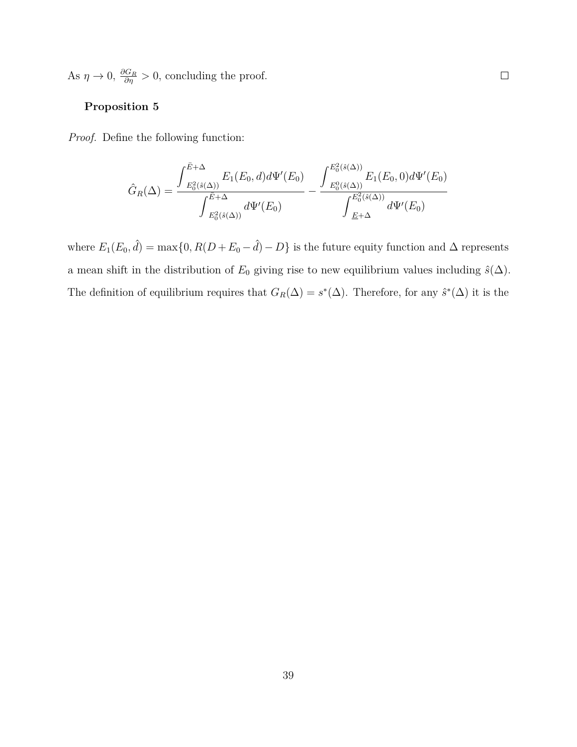As $\eta \to 0$, $\frac{\partial G_R}{\partial \eta} > 0$, concluding the proof. □

**Proposition 5**

*Proof.* Define the following function:

$$\hat{G}_R(\Delta) = \frac{\displaystyle\int_{E_0^2(\hat{s}(\Delta))}^{\bar{E}+\Delta} E_1(E_0, d) d\Psi'(E_0)}{\displaystyle\int_{E_0^2(\hat{s}(\Delta))}^{\bar{E}+\Delta} d\Psi'(E_0)} - \frac{\displaystyle\int_{E_0^0(\hat{s}(\Delta))}^{E_0^2(\hat{s}(\Delta))} E_1(E_0, 0) d\Psi'(E_0)}{\displaystyle\int_{\underline{E}+\Delta}^{E_0^2(\hat{s}(\Delta))} d\Psi'(E_0)}$$

where $E_1(E_0, \hat{d}) = \max\{0, R(D + E_0 - \hat{d}) - D\}$ is the future equity function and $\Delta$ represents a mean shift in the distribution of $E_0$ giving rise to new equilibrium values including $\hat{s}(\Delta)$. The definition of equilibrium requires that $G_R(\Delta) = s^*(\Delta)$. Therefore, for any $\hat{s}^*(\Delta)$ it is the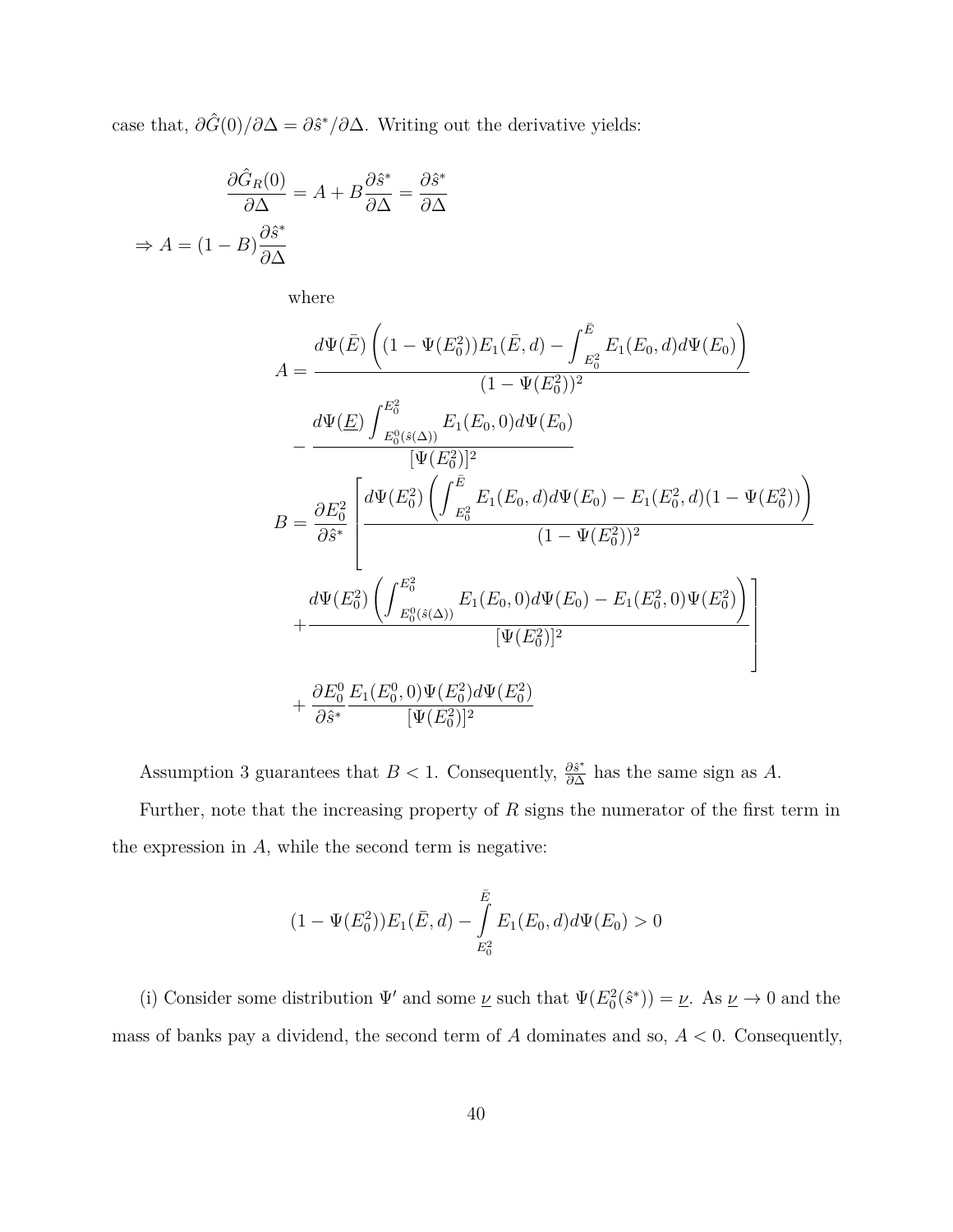case that, $\partial \hat{G}(0)/\partial \Delta = \partial \hat{s}^*/\partial \Delta$. Writing out the derivative yields:

$$
\begin{aligned}
\frac{\partial \hat{G}_R(0)}{\partial \Delta} &= A + B\frac{\partial \hat{s}^*}{\partial \Delta} = \frac{\partial \hat{s}^*}{\partial \Delta} \\
\Rightarrow A &= (1-B)\frac{\partial \hat{s}^*}{\partial \Delta}
\end{aligned}
$$

where

$$
\begin{aligned}
A &= \frac{d\Psi(\bar{E})\left((1-\Psi(E_0^2))E_1(\bar{E},d) - \int_{E_0^2}^{\bar{E}} E_1(E_0,d)d\Psi(E_0)\right)}{(1-\Psi(E_0^2))^2} \\
&\quad - \frac{d\Psi(\underline{E})\int_{E_0^0(\hat{s}(\Delta))}^{E_0^2} E_1(E_0,0)d\Psi(E_0)}{[\Psi(E_0^2)]^2} \\
B &= \frac{\partial E_0^2}{\partial \hat{s}^*}\left[\frac{d\Psi(E_0^2)\left(\int_{E_0^2}^{\bar{E}} E_1(E_0,d)d\Psi(E_0) - E_1(E_0^2,d)(1-\Psi(E_0^2))\right)}{(1-\Psi(E_0^2))^2}\right. \\
&\quad \left. + \frac{d\Psi(E_0^2)\left(\int_{E_0^0(\hat{s}(\Delta))}^{E_0^2} E_1(E_0,0)d\Psi(E_0) - E_1(E_0^2,0)\Psi(E_0^2)\right)}{[\Psi(E_0^2)]^2}\right] \\
&\quad + \frac{\partial E_0^0}{\partial \hat{s}^*}\frac{E_1(E_0^0,0)\Psi(E_0^2)d\Psi(E_0^2)}{[\Psi(E_0^2)]^2}
\end{aligned}
$$

Assumption 3 guarantees that $B < 1$. Consequently, $\frac{\partial \hat{s}^*}{\partial \Delta}$ has the same sign as $A$.

Further, note that the increasing property of $R$ signs the numerator of the first term in the expression in $A$, while the second term is negative:

$$
(1-\Psi(E_0^2))E_1(\bar{E},d) - \int_{E_0^2}^{\bar{E}} E_1(E_0,d)d\Psi(E_0) > 0
$$

(i) Consider some distribution $\Psi'$ and some $\underline{\nu}$ such that $\Psi(E_0^2(\hat{s}^*)) = \underline{\nu}$. As $\underline{\nu} \to 0$ and the mass of banks pay a dividend, the second term of $A$ dominates and so, $A < 0$. Consequently,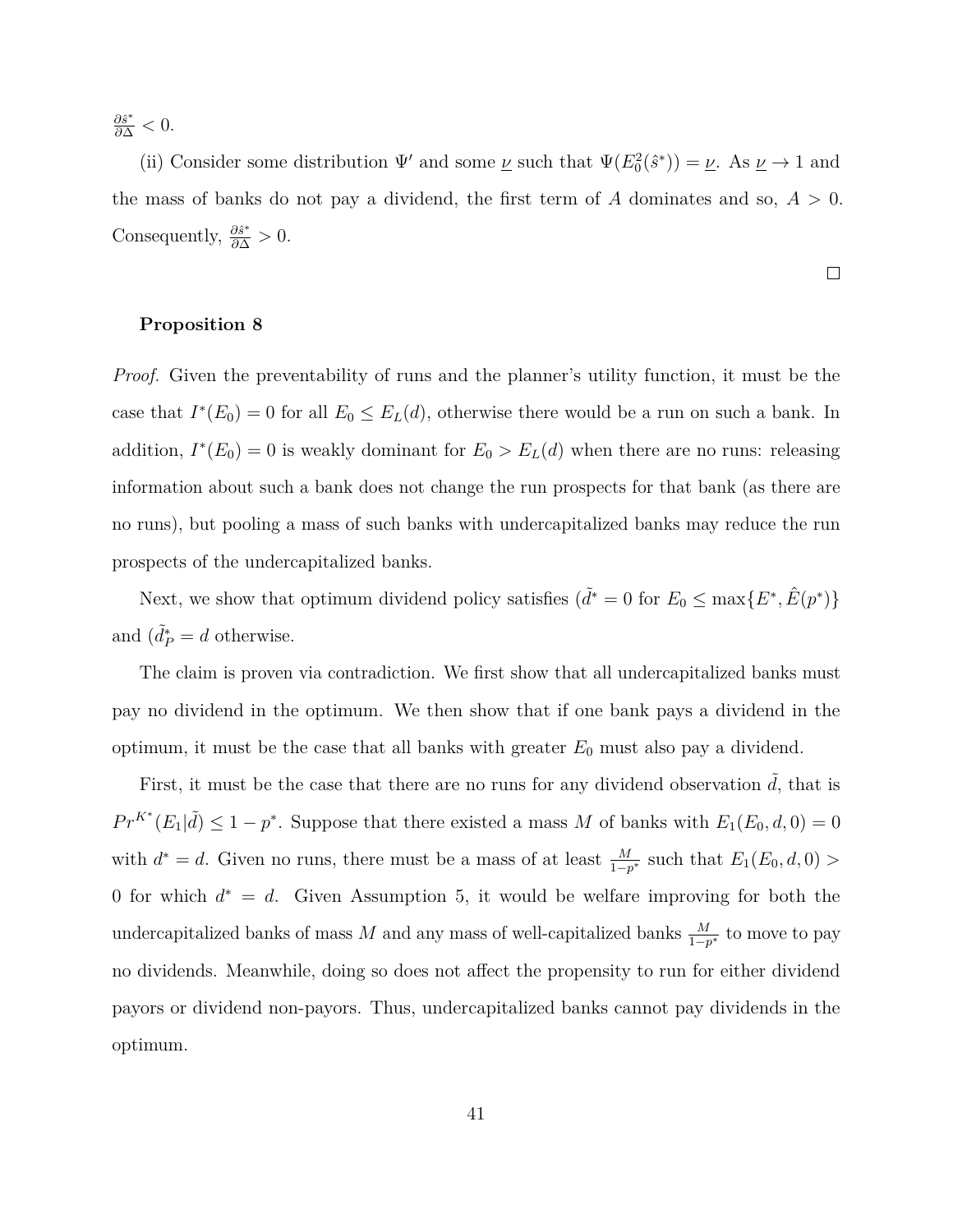$\frac{\partial \hat{s}^*}{\partial \Delta} < 0$.

(ii) Consider some distribution $\Psi'$ and some $\underline{\nu}$ such that $\Psi(E_0^2(\hat{s}^*)) = \underline{\nu}$. As $\underline{\nu} \to 1$ and the mass of banks do not pay a dividend, the first term of $A$ dominates and so, $A > 0$. Consequently, $\frac{\partial \hat{s}^*}{\partial \Delta} > 0$.

□

**Proposition 8**

*Proof.* Given the preventability of runs and the planner's utility function, it must be the case that $I^*(E_0) = 0$ for all $E_0 \leq E_L(d)$, otherwise there would be a run on such a bank. In addition, $I^*(E_0) = 0$ is weakly dominant for $E_0 > E_L(d)$ when there are no runs: releasing information about such a bank does not change the run prospects for that bank (as there are no runs), but pooling a mass of such banks with undercapitalized banks may reduce the run prospects of the undercapitalized banks.

Next, we show that optimum dividend policy satisfies ($\tilde{d}^* = 0$ for $E_0 \leq \max\{E^*, \hat{E}(p^*)\}$ and ($\tilde{d}_P^* = d$ otherwise.

The claim is proven via contradiction. We first show that all undercapitalized banks must pay no dividend in the optimum. We then show that if one bank pays a dividend in the optimum, it must be the case that all banks with greater $E_0$ must also pay a dividend.

First, it must be the case that there are no runs for any dividend observation $\tilde{d}$, that is $Pr^{K^*}(E_1|\tilde{d}) \leq 1 - p^*$. Suppose that there existed a mass $M$ of banks with $E_1(E_0, d, 0) = 0$ with $d^* = d$. Given no runs, there must be a mass of at least $\frac{M}{1-p^*}$ such that $E_1(E_0, d, 0) > 0$ for which $d^* = d$. Given Assumption 5, it would be welfare improving for both the undercapitalized banks of mass $M$ and any mass of well-capitalized banks $\frac{M}{1-p^*}$ to move to pay no dividends. Meanwhile, doing so does not affect the propensity to run for either dividend payors or dividend non-payors. Thus, undercapitalized banks cannot pay dividends in the optimum.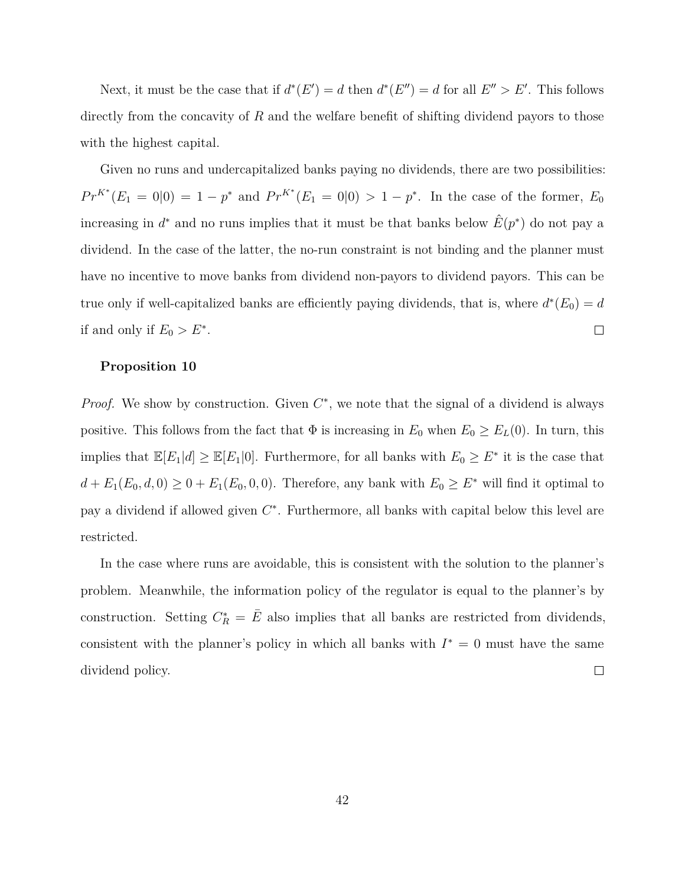Next, it must be the case that if $d^*(E') = d$ then $d^*(E'') = d$ for all $E'' > E'$. This follows directly from the concavity of $R$ and the welfare benefit of shifting dividend payors to those with the highest capital.

Given no runs and undercapitalized banks paying no dividends, there are two possibilities: $Pr^{K^*}(E_1 = 0|0) = 1 - p^*$ and $Pr^{K^*}(E_1 = 0|0) > 1 - p^*$. In the case of the former, $E_0$ increasing in $d^*$ and no runs implies that it must be that banks below $\hat{E}(p^*)$ do not pay a dividend. In the case of the latter, the no-run constraint is not binding and the planner must have no incentive to move banks from dividend non-payors to dividend payors. This can be true only if well-capitalized banks are efficiently paying dividends, that is, where $d^*(E_0) = d$ if and only if $E_0 > E^*$. $\square$

**Proposition 10**

*Proof.* We show by construction. Given $C^*$, we note that the signal of a dividend is always positive. This follows from the fact that $\Phi$ is increasing in $E_0$ when $E_0 \geq E_L(0)$. In turn, this implies that $\mathbb{E}[E_1|d] \geq \mathbb{E}[E_1|0]$. Furthermore, for all banks with $E_0 \geq E^*$ it is the case that $d + E_1(E_0, d, 0) \geq 0 + E_1(E_0, 0, 0)$. Therefore, any bank with $E_0 \geq E^*$ will find it optimal to pay a dividend if allowed given $C^*$. Furthermore, all banks with capital below this level are restricted.

In the case where runs are avoidable, this is consistent with the solution to the planner's problem. Meanwhile, the information policy of the regulator is equal to the planner's by construction. Setting $C_R^* = \bar{E}$ also implies that all banks are restricted from dividends, consistent with the planner's policy in which all banks with $I^* = 0$ must have the same dividend policy. $\square$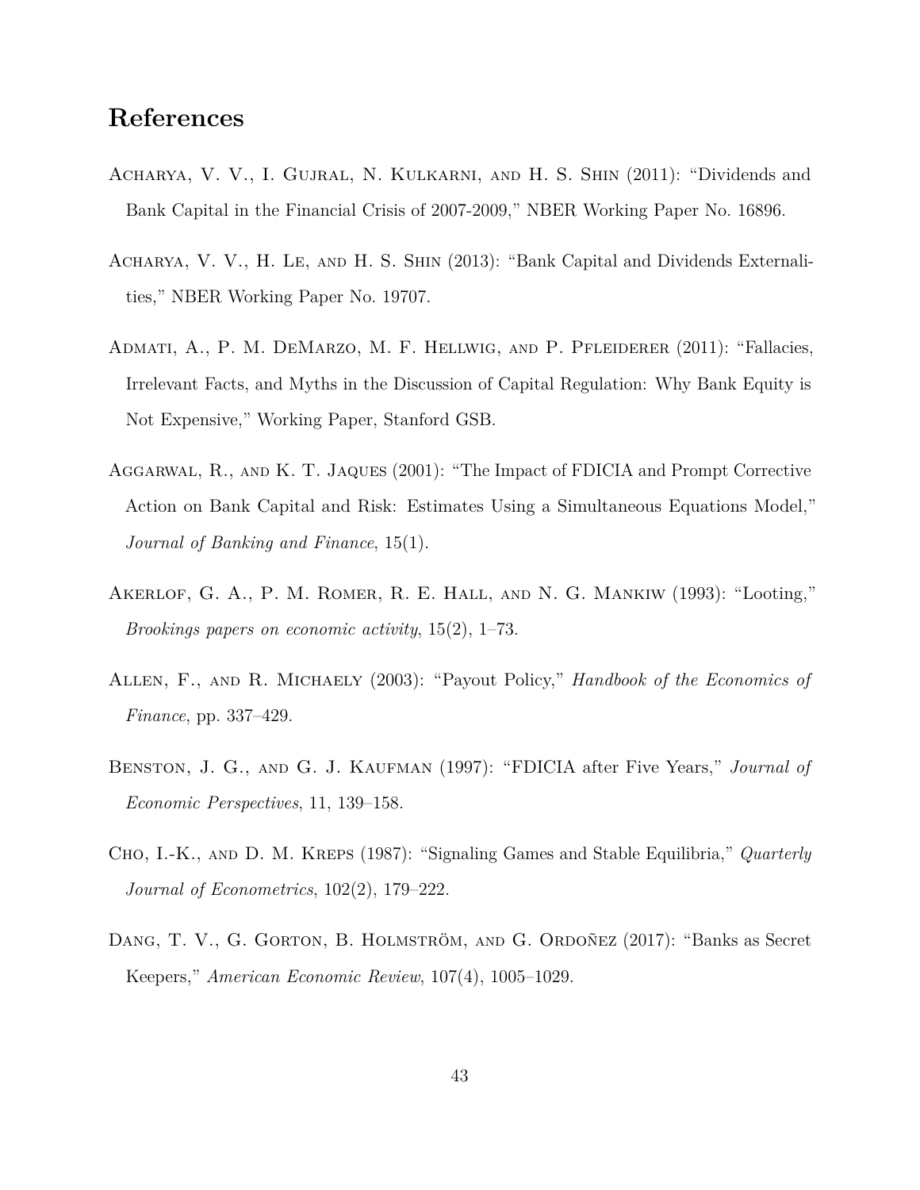## References

Acharya, V. V., I. Gujral, N. Kulkarni, and H. S. Shin (2011): "Dividends and Bank Capital in the Financial Crisis of 2007-2009," NBER Working Paper No. 16896.

Acharya, V. V., H. Le, and H. S. Shin (2013): "Bank Capital and Dividends Externalities," NBER Working Paper No. 19707.

Admati, A., P. M. DeMarzo, M. F. Hellwig, and P. Pfleiderer (2011): "Fallacies, Irrelevant Facts, and Myths in the Discussion of Capital Regulation: Why Bank Equity is Not Expensive," Working Paper, Stanford GSB.

Aggarwal, R., and K. T. Jaques (2001): "The Impact of FDICIA and Prompt Corrective Action on Bank Capital and Risk: Estimates Using a Simultaneous Equations Model," *Journal of Banking and Finance*, 15(1).

Akerlof, G. A., P. M. Romer, R. E. Hall, and N. G. Mankiw (1993): "Looting," *Brookings papers on economic activity*, 15(2), 1–73.

Allen, F., and R. Michaely (2003): "Payout Policy," *Handbook of the Economics of Finance*, pp. 337–429.

Benston, J. G., and G. J. Kaufman (1997): "FDICIA after Five Years," *Journal of Economic Perspectives*, 11, 139–158.

Cho, I.-K., and D. M. Kreps (1987): "Signaling Games and Stable Equilibria," *Quarterly Journal of Econometrics*, 102(2), 179–222.

Dang, T. V., G. Gorton, B. Holmström, and G. Ordoñez (2017): "Banks as Secret Keepers," *American Economic Review*, 107(4), 1005–1029.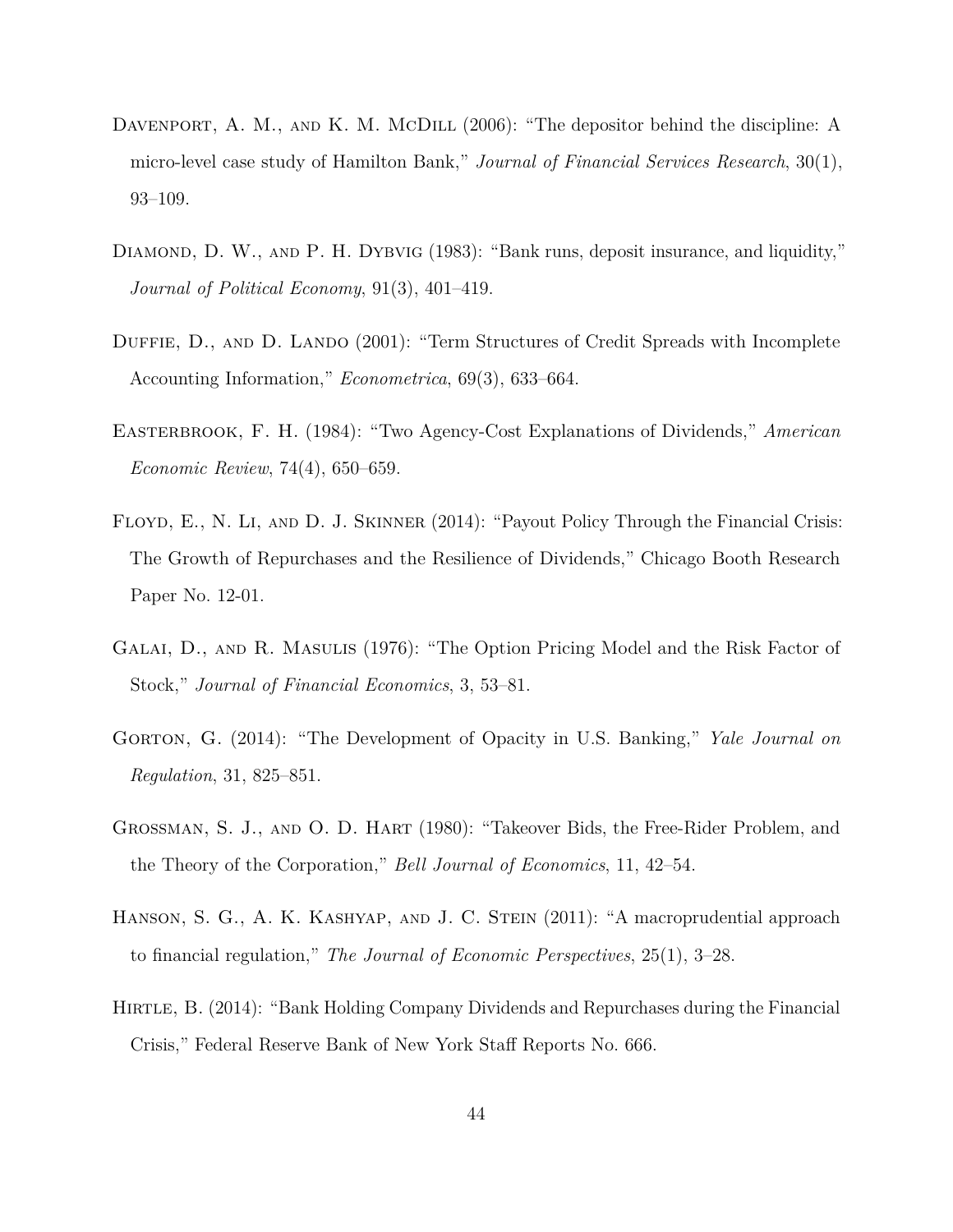Davenport, A. M., and K. M. McDill (2006): "The depositor behind the discipline: A micro-level case study of Hamilton Bank," *Journal of Financial Services Research*, 30(1), 93–109.

Diamond, D. W., and P. H. Dybvig (1983): "Bank runs, deposit insurance, and liquidity," *Journal of Political Economy*, 91(3), 401–419.

Duffie, D., and D. Lando (2001): "Term Structures of Credit Spreads with Incomplete Accounting Information," *Econometrica*, 69(3), 633–664.

Easterbrook, F. H. (1984): "Two Agency-Cost Explanations of Dividends," *American Economic Review*, 74(4), 650–659.

Floyd, E., N. Li, and D. J. Skinner (2014): "Payout Policy Through the Financial Crisis: The Growth of Repurchases and the Resilience of Dividends," Chicago Booth Research Paper No. 12-01.

Galai, D., and R. Masulis (1976): "The Option Pricing Model and the Risk Factor of Stock," *Journal of Financial Economics*, 3, 53–81.

Gorton, G. (2014): "The Development of Opacity in U.S. Banking," *Yale Journal on Regulation*, 31, 825–851.

Grossman, S. J., and O. D. Hart (1980): "Takeover Bids, the Free-Rider Problem, and the Theory of the Corporation," *Bell Journal of Economics*, 11, 42–54.

Hanson, S. G., A. K. Kashyap, and J. C. Stein (2011): "A macroprudential approach to financial regulation," *The Journal of Economic Perspectives*, 25(1), 3–28.

Hirtle, B. (2014): "Bank Holding Company Dividends and Repurchases during the Financial Crisis," Federal Reserve Bank of New York Staff Reports No. 666.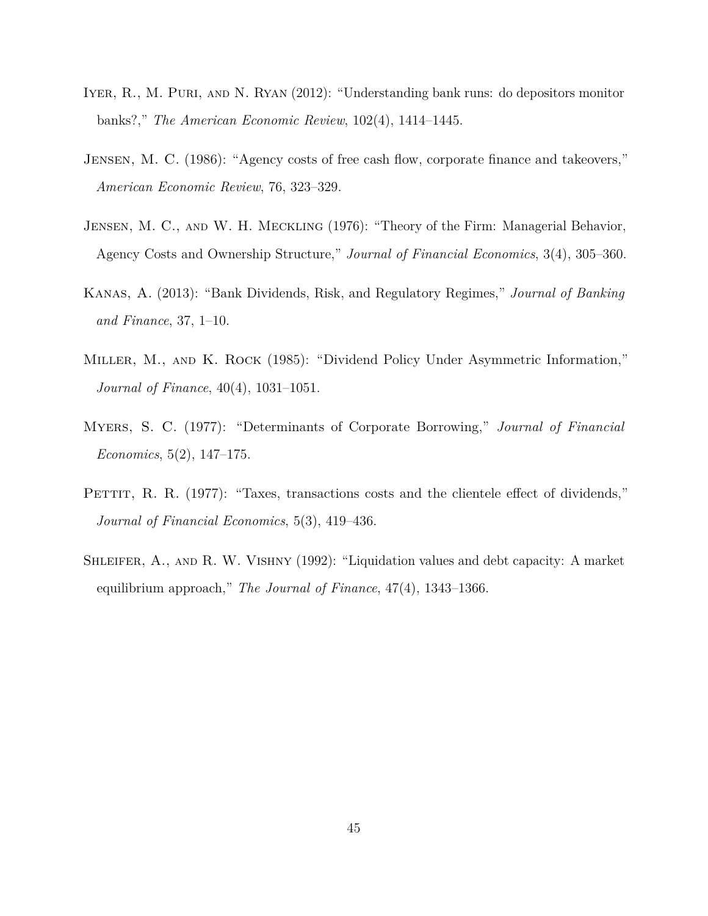Iyer, R., M. Puri, and N. Ryan (2012): "Understanding bank runs: do depositors monitor banks?," *The American Economic Review*, 102(4), 1414–1445.

Jensen, M. C. (1986): "Agency costs of free cash flow, corporate finance and takeovers," *American Economic Review*, 76, 323–329.

Jensen, M. C., and W. H. Meckling (1976): "Theory of the Firm: Managerial Behavior, Agency Costs and Ownership Structure," *Journal of Financial Economics*, 3(4), 305–360.

Kanas, A. (2013): "Bank Dividends, Risk, and Regulatory Regimes," *Journal of Banking and Finance*, 37, 1–10.

Miller, M., and K. Rock (1985): "Dividend Policy Under Asymmetric Information," *Journal of Finance*, 40(4), 1031–1051.

Myers, S. C. (1977): "Determinants of Corporate Borrowing," *Journal of Financial Economics*, 5(2), 147–175.

Pettit, R. R. (1977): "Taxes, transactions costs and the clientele effect of dividends," *Journal of Financial Economics*, 5(3), 419–436.

Shleifer, A., and R. W. Vishny (1992): "Liquidation values and debt capacity: A market equilibrium approach," *The Journal of Finance*, 47(4), 1343–1366.